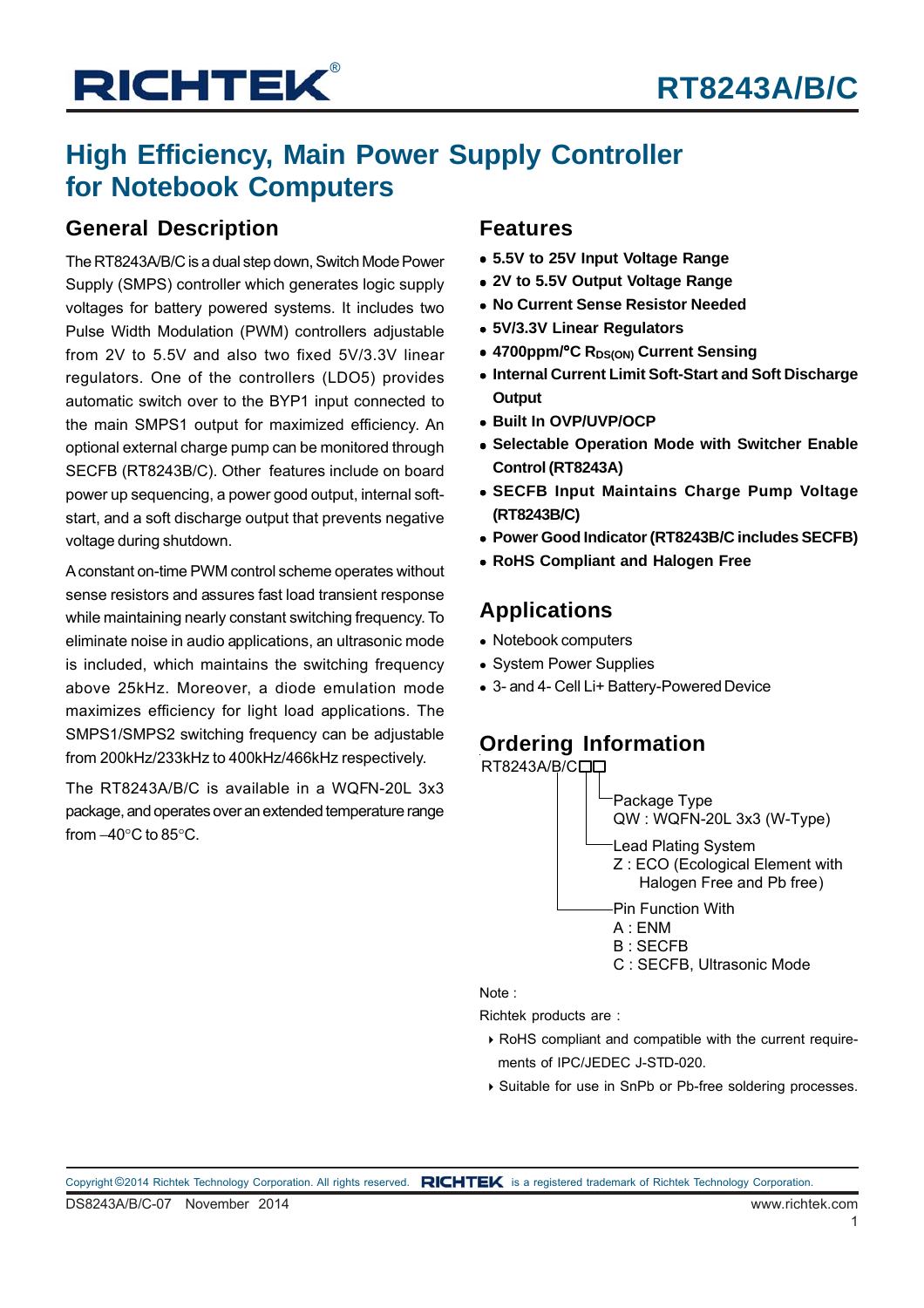# RT8243A/B/C

## High Efficiency, Main Power Supply Controller for Notebook Computers

### General Description

The RT8243A/B/C is a dual step down, Switch Mode Power Supply (SMPS) controller which generates logic supply voltages for battery powered systems. It includes two Pulse Width Modulation (PWM) controllers adjustable from 2V to 5.5V and also two fixed 5V/3.3V linear regulators. One of the controllers (LDO5) provides automatic switch over to the BYP1 input connected to the main SMPS1 output for maximized efficiency. An optional external charge pump can be monitored through SECFB (RT8243B/C). Other features include on board power up sequencing, a power good output, internal soft-start, and a soft discharge output that prevents negative voltage during shutdown.

A constant on-time PWM control scheme operates without sense resistors and assures fast load transient response while maintaining nearly constant switching frequency. To eliminate noise in audio applications, an ultrasonic mode is included, which maintains the switching frequency above 25kHz. Moreover, a diode emulation mode maximizes efficiency for light load applications. The SMPS1/SMPS2 switching frequency can be adjustable from 200kHz/233kHz to 400kHz/466kHz respectively.

The RT8243A/B/C is available in a WQFN-20L 3x3 package, and operates over an extended temperature range from –40°C to 85°C.

### Features

- **5.5V to 25V Input Voltage Range**
- **2V to 5.5V Output Voltage Range**
- **No Current Sense Resistor Needed**
- **5V/3.3V Linear Regulators**
- **4700ppm/°C $R_{DS(ON)}$ Current Sensing**
- **Internal Current Limit Soft-Start and Soft Discharge Output**
- **Built In OVP/UVP/OCP**
- **Selectable Operation Mode with Switcher Enable Control (RT8243A)**
- **SECFB Input Maintains Charge Pump Voltage (RT8243B/C)**
- **Power Good Indicator (RT8243B/C includes SECFB)**
- **RoHS Compliant and Halogen Free**

### Applications

- Notebook computers
- System Power Supplies
- 3- and 4- Cell Li+ Battery-Powered Device

### Ordering Information

RT8243A/B/C□□

- Package Type
  - QW : WQFN-20L 3x3 (W-Type)
- Lead Plating System
  - Z : ECO (Ecological Element with Halogen Free and Pb free)
- Pin Function With
  - A : ENM
  - B : SECFB
  - C : SECFB, Ultrasonic Mode

Note :

Richtek products are :

- RoHS compliant and compatible with the current requirements of IPC/JEDEC J-STD-020.
- Suitable for use in SnPb or Pb-free soldering processes.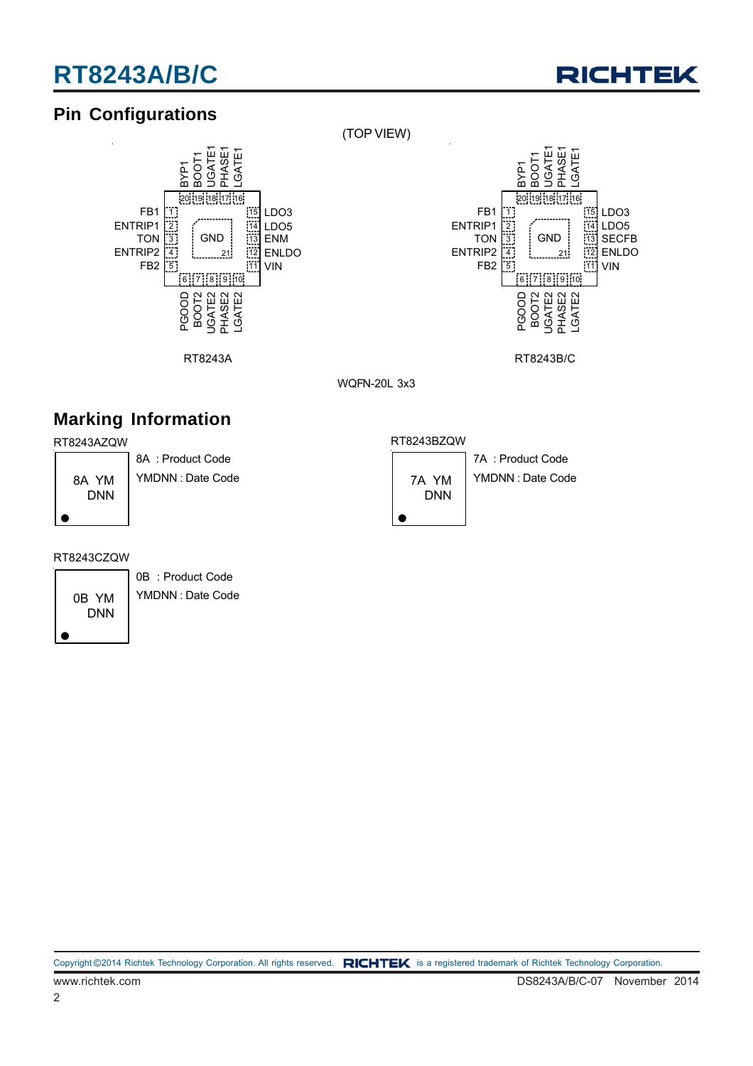## Pin Configurations

(TOP VIEW)

**RT8243A**

| Pin | Name |
|---|---|
| 1 | FB1 |
| 2 | ENTRIP1 |
| 3 | TON |
| 4 | ENTRIP2 |
| 5 | FB2 |
| 6 | PGOOD |
| 7 | BOOT2 |
| 8 | UGATE2 |
| 9 | PHASE2 |
| 10 | LGATE2 |
| 11 | VIN |
| 12 | ENLDO |
| 13 | ENM |
| 14 | LDO5 |
| 15 | LDO3 |
| 16 | LGATE1 |
| 17 | PHASE1 |
| 18 | UGATE1 |
| 19 | BOOT1 |
| 20 | BYP1 |
| 21 (Exposed pad) | GND |

**RT8243B/C**

| Pin | Name |
|---|---|
| 1 | FB1 |
| 2 | ENTRIP1 |
| 3 | TON |
| 4 | ENTRIP2 |
| 5 | FB2 |
| 6 | PGOOD |
| 7 | BOOT2 |
| 8 | UGATE2 |
| 9 | PHASE2 |
| 10 | LGATE2 |
| 11 | VIN |
| 12 | ENLDO |
| 13 | SECFB |
| 14 | LDO5 |
| 15 | LDO3 |
| 16 | LGATE1 |
| 17 | PHASE1 |
| 18 | UGATE1 |
| 19 | BOOT1 |
| 20 | BYP1 |
| 21 (Exposed pad) | GND |

WQFN-20L 3x3

## Marking Information

**RT8243AZQW**

Marking: 8A YM DNN

8A : Product Code
YMDNN : Date Code

**RT8243BZQW**

Marking: 7A YM DNN

7A : Product Code
YMDNN : Date Code

**RT8243CZQW**

Marking: 0B YM DNN

0B : Product Code
YMDNN : Date Code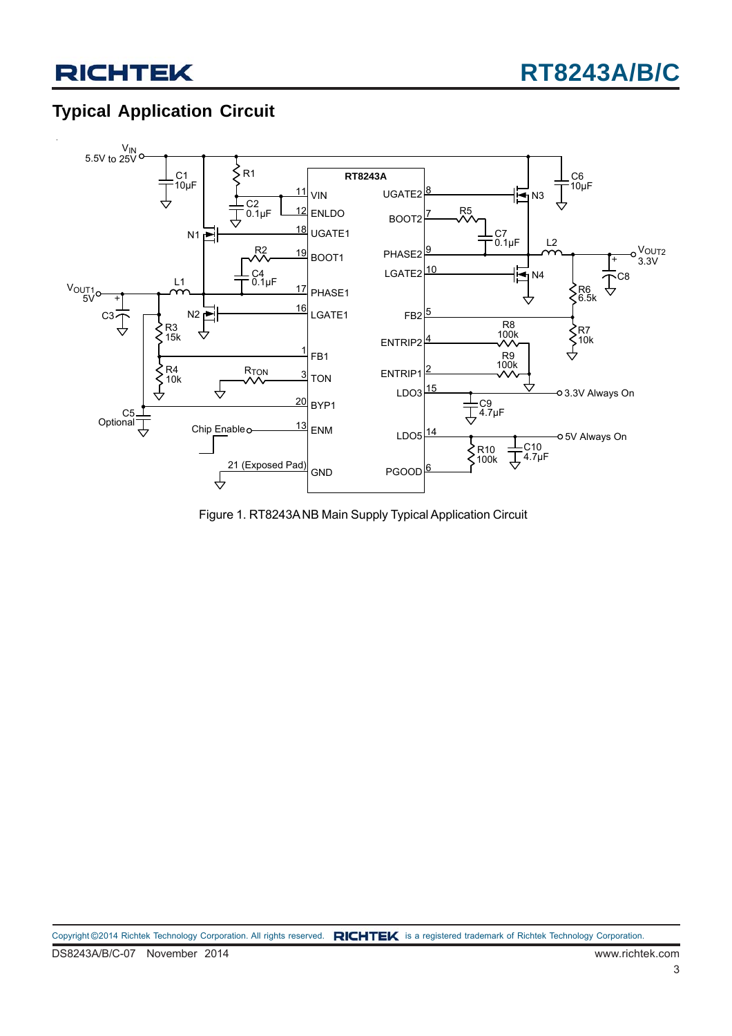## Typical Application Circuit

Figure 1. RT8243A NB Main Supply Typical Application Circuit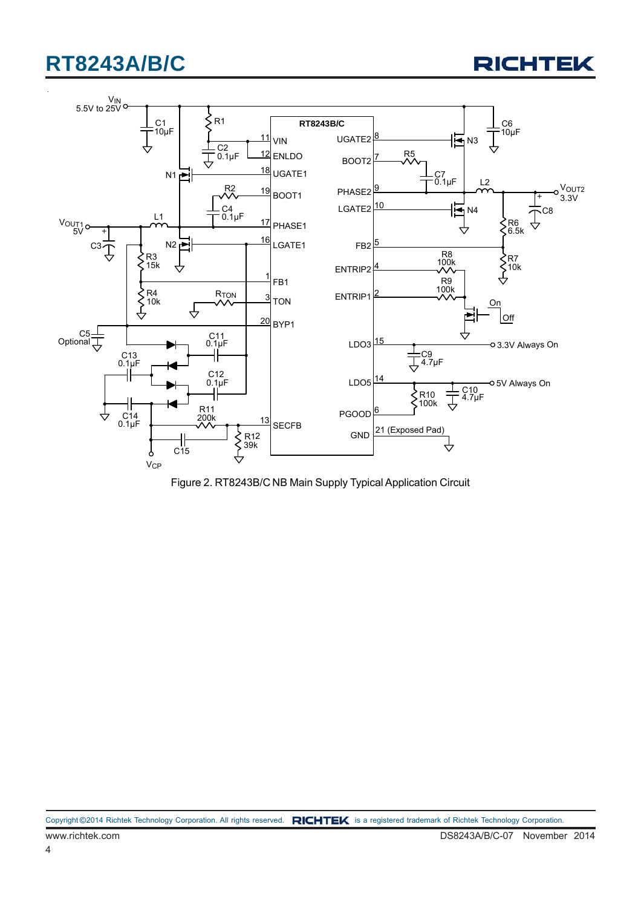Figure 2. RT8243B/C NB Main Supply Typical Application Circuit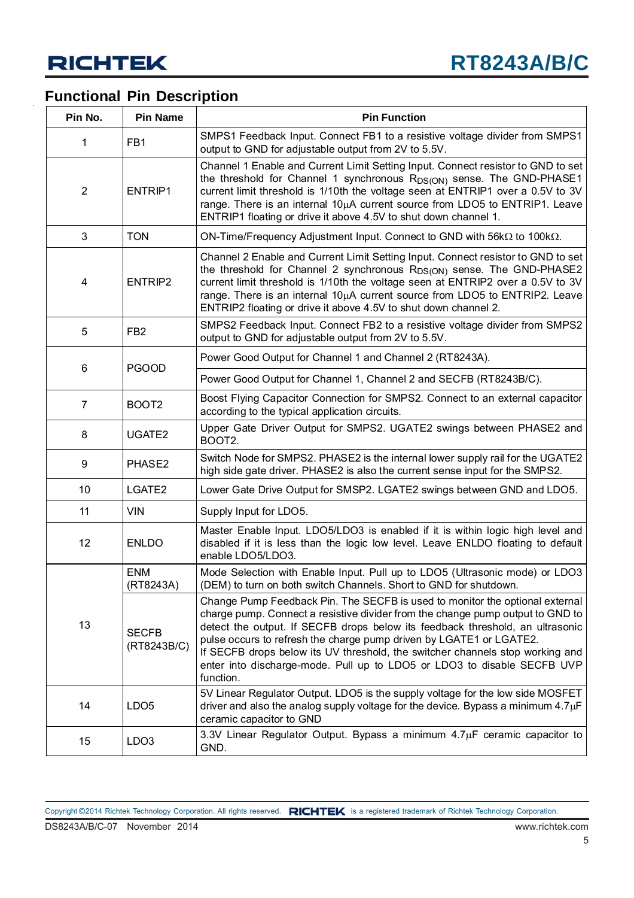## Functional Pin Description

| Pin No. | Pin Name | Pin Function |
|---|---|---|
| 1 | FB1 | SMPS1 Feedback Input. Connect FB1 to a resistive voltage divider from SMPS1 output to GND for adjustable output from 2V to 5.5V. |
| 2 | ENTRIP1 | Channel 1 Enable and Current Limit Setting Input. Connect resistor to GND to set the threshold for Channel 1 synchronous $R_{DS(ON)}$ sense. The GND-PHASE1 current limit threshold is 1/10th the voltage seen at ENTRIP1 over a 0.5V to 3V range. There is an internal 10μA current source from LDO5 to ENTRIP1. Leave ENTRIP1 floating or drive it above 4.5V to shut down channel 1. |
| 3 | TON | ON-Time/Frequency Adjustment Input. Connect to GND with 56kΩ to 100kΩ. |
| 4 | ENTRIP2 | Channel 2 Enable and Current Limit Setting Input. Connect resistor to GND to set the threshold for Channel 2 synchronous $R_{DS(ON)}$ sense. The GND-PHASE2 current limit threshold is 1/10th the voltage seen at ENTRIP2 over a 0.5V to 3V range. There is an internal 10μA current source from LDO5 to ENTRIP2. Leave ENTRIP2 floating or drive it above 4.5V to shut down channel 2. |
| 5 | FB2 | SMPS2 Feedback Input. Connect FB2 to a resistive voltage divider from SMPS2 output to GND for adjustable output from 2V to 5.5V. |
| 6 | PGOOD | Power Good Output for Channel 1 and Channel 2 (RT8243A). |
| | | Power Good Output for Channel 1, Channel 2 and SECFB (RT8243B/C). |
| 7 | BOOT2 | Boost Flying Capacitor Connection for SMPS2. Connect to an external capacitor according to the typical application circuits. |
| 8 | UGATE2 | Upper Gate Driver Output for SMPS2. UGATE2 swings between PHASE2 and BOOT2. |
| 9 | PHASE2 | Switch Node for SMPS2. PHASE2 is the internal lower supply rail for the UGATE2 high side gate driver. PHASE2 is also the current sense input for the SMPS2. |
| 10 | LGATE2 | Lower Gate Drive Output for SMSP2. LGATE2 swings between GND and LDO5. |
| 11 | VIN | Supply Input for LDO5. |
| 12 | ENLDO | Master Enable Input. LDO5/LDO3 is enabled if it is within logic high level and disabled if it is less than the logic low level. Leave ENLDO floating to default enable LDO5/LDO3. |
| 13 | ENM (RT8243A) | Mode Selection with Enable Input. Pull up to LDO5 (Ultrasonic mode) or LDO3 (DEM) to turn on both switch Channels. Short to GND for shutdown. |
| | SECFB (RT8243B/C) | Change Pump Feedback Pin. The SECFB is used to monitor the optional external charge pump. Connect a resistive divider from the change pump output to GND to detect the output. If SECFB drops below its feedback threshold, an ultrasonic pulse occurs to refresh the charge pump driven by LGATE1 or LGATE2.<br>If SECFB drops below its UV threshold, the switcher channels stop working and enter into discharge-mode. Pull up to LDO5 or LDO3 to disable SECFB UVP function. |
| 14 | LDO5 | 5V Linear Regulator Output. LDO5 is the supply voltage for the low side MOSFET driver and also the analog supply voltage for the device. Bypass a minimum 4.7μF ceramic capacitor to GND |
| 15 | LDO3 | 3.3V Linear Regulator Output. Bypass a minimum 4.7μF ceramic capacitor to GND. |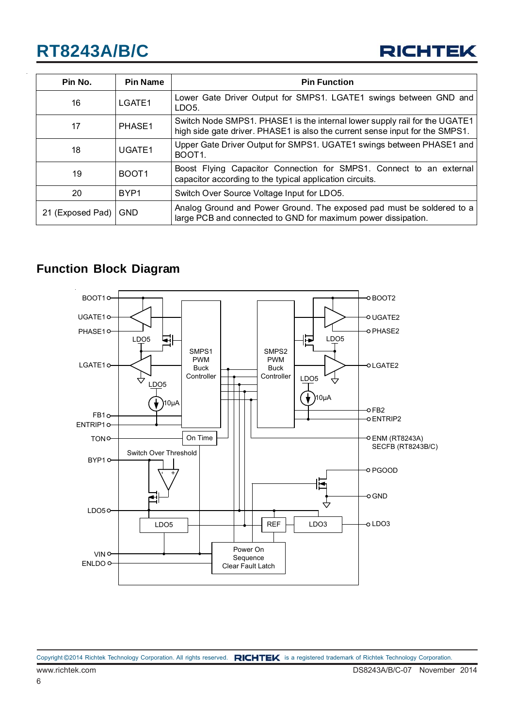| Pin No. | Pin Name | Pin Function |
|---|---|---|
| 16 | LGATE1 | Lower Gate Driver Output for SMPS1. LGATE1 swings between GND and LDO5. |
| 17 | PHASE1 | Switch Node SMPS1. PHASE1 is the internal lower supply rail for the UGATE1 high side gate driver. PHASE1 is also the current sense input for the SMPS1. |
| 18 | UGATE1 | Upper Gate Driver Output for SMPS1. UGATE1 swings between PHASE1 and BOOT1. |
| 19 | BOOT1 | Boost Flying Capacitor Connection for SMPS1. Connect to an external capacitor according to the typical application circuits. |
| 20 | BYP1 | Switch Over Source Voltage Input for LDO5. |
| 21 (Exposed Pad) | GND | Analog Ground and Power Ground. The exposed pad must be soldered to a large PCB and connected to GND for maximum power dissipation. |

## Function Block Diagram

BOOT1, UGATE1, PHASE1, LGATE1, FB1, ENTRIP1, TON, BYP1, LDO5, VIN, ENLDO

BOOT2, UGATE2, PHASE2, LGATE2, FB2, ENTRIP2, ENM (RT8243A) SECFB (RT8243B/C), PGOOD, GND, LDO3

SMPS1 PWM Buck Controller — SMPS2 PWM Buck Controller — On Time — Switch Over Threshold — LDO5 — REF — LDO3 — Power On Sequence Clear Fault Latch — 10μA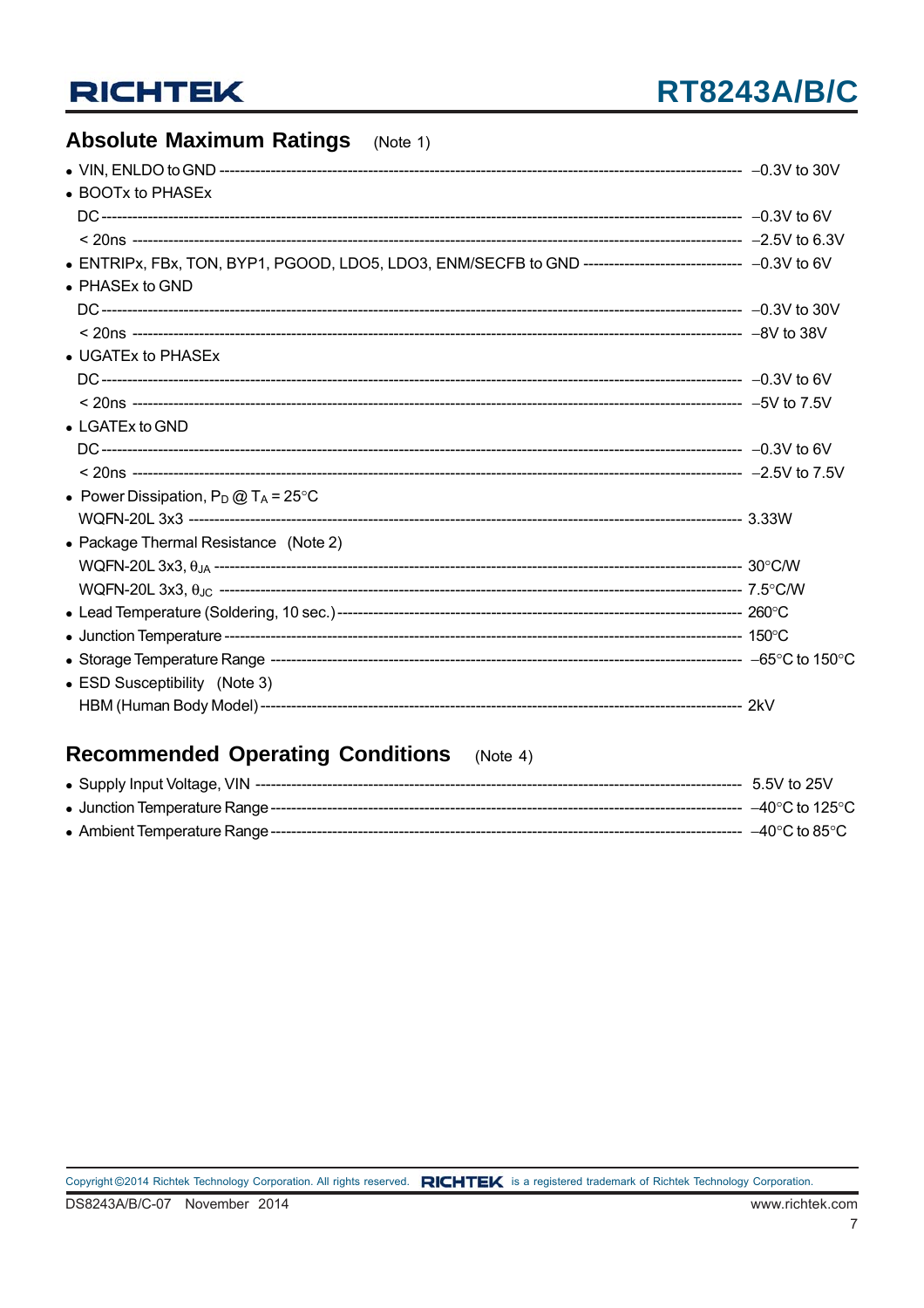## Absolute Maximum Ratings (Note 1)

- VIN, ENLDO to GND ------------------------------------------------------------------------------------------------ −0.3V to 30V
- BOOTx to PHASEx
  - DC ------------------------------------------------------------------------------------------------ −0.3V to 6V
  - < 20ns ------------------------------------------------------------------------------------------------ −2.5V to 6.3V
- ENTRIPx, FBx, TON, BYP1, PGOOD, LDO5, LDO3, ENM/SECFB to GND ------------------------------- −0.3V to 6V
- PHASEx to GND
  - DC ------------------------------------------------------------------------------------------------ −0.3V to 30V
  - < 20ns ------------------------------------------------------------------------------------------------ −8V to 38V
- UGATEx to PHASEx
  - DC ------------------------------------------------------------------------------------------------ −0.3V to 6V
  - < 20ns ------------------------------------------------------------------------------------------------ −5V to 7.5V
- LGATEx to GND
  - DC ------------------------------------------------------------------------------------------------ −0.3V to 6V
  - < 20ns ------------------------------------------------------------------------------------------------ −2.5V to 7.5V
- Power Dissipation, $P_D$ @ $T_A$ = 25°C
  - WQFN-20L 3x3 ------------------------------------------------------------------------------------------------ 3.33W
- Package Thermal Resistance (Note 2)
  - WQFN-20L 3x3, $\theta_{JA}$ ------------------------------------------------------------------------------------------------ 30°C/W
  - WQFN-20L 3x3, $\theta_{JC}$ ------------------------------------------------------------------------------------------------ 7.5°C/W
- Lead Temperature (Soldering, 10 sec.) ------------------------------------------------------------------------------------------------ 260°C
- Junction Temperature ------------------------------------------------------------------------------------------------ 150°C
- Storage Temperature Range ------------------------------------------------------------------------------------------------ −65°C to 150°C
- ESD Susceptibility (Note 3)
  - HBM (Human Body Model) ------------------------------------------------------------------------------------------------ 2kV

## Recommended Operating Conditions (Note 4)

- Supply Input Voltage, VIN ------------------------------------------------------------------------------------------------ 5.5V to 25V
- Junction Temperature Range ------------------------------------------------------------------------------------------------ −40°C to 125°C
- Ambient Temperature Range ------------------------------------------------------------------------------------------------ −40°C to 85°C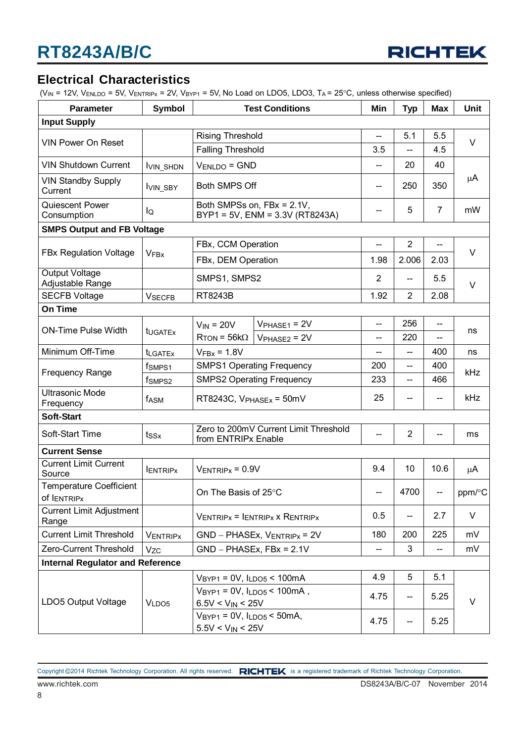## Electrical Characteristics

($V_{IN}$ = 12V, $V_{ENLDO}$ = 5V, $V_{ENTRIPx}$ = 2V, $V_{BYP1}$ = 5V, No Load on LDO5, LDO3, $T_A$ = 25°C, unless otherwise specified)

| Parameter | Symbol | Test Conditions | | Min | Typ | Max | Unit |
|---|---|---|---|---|---|---|---|
| **Input Supply** | | | | | | | |
| VIN Power On Reset | | Rising Threshold | | -- | 5.1 | 5.5 | V |
| | | Falling Threshold | | 3.5 | -- | 4.5 | |
| VIN Shutdown Current | $I_{VIN\_SHDN}$ | $V_{ENLDO}$ = GND | | -- | 20 | 40 | μA |
| VIN Standby Supply Current | $I_{VIN\_SBY}$ | Both SMPS Off | | -- | 250 | 350 | |
| Quiescent Power Consumption | $I_Q$ | Both SMPSs on, FBx = 2.1V, BYP1 = 5V, ENM = 3.3V (RT8243A) | | -- | 5 | 7 | mW |
| **SMPS Output and FB Voltage** | | | | | | | |
| FBx Regulation Voltage | $V_{FBx}$ | FBx, CCM Operation | | -- | 2 | -- | V |
| | | FBx, DEM Operation | | 1.98 | 2.006 | 2.03 | |
| Output Voltage Adjustable Range | | SMPS1, SMPS2 | | 2 | -- | 5.5 | V |
| SECFB Voltage | $V_{SECFB}$ | RT8243B | | 1.92 | 2 | 2.08 | |
| **On Time** | | | | | | | |
| ON-Time Pulse Width | $t_{UGATEx}$ | $V_{IN}$ = 20V, $R_{TON}$ = 56kΩ | $V_{PHASE1}$ = 2V | -- | 256 | -- | ns |
| | | | $V_{PHASE2}$ = 2V | -- | 220 | -- | |
| Minimum Off-Time | $t_{LGATEx}$ | $V_{FBx}$ = 1.8V | | -- | -- | 400 | ns |
| Frequency Range | $f_{SMPS1}$ | SMPS1 Operating Frequency | | 200 | -- | 400 | kHz |
| | $f_{SMPS2}$ | SMPS2 Operating Frequency | | 233 | -- | 466 | |
| Ultrasonic Mode Frequency | $f_{ASM}$ | RT8243C, $V_{PHASEx}$ = 50mV | | 25 | -- | -- | kHz |
| **Soft-Start** | | | | | | | |
| Soft-Start Time | $t_{SSx}$ | Zero to 200mV Current Limit Threshold from ENTRIPx Enable | | -- | 2 | -- | ms |
| **Current Sense** | | | | | | | |
| Current Limit Current Source | $I_{ENTRIPx}$ | $V_{ENTRIPx}$ = 0.9V | | 9.4 | 10 | 10.6 | μA |
| Temperature Coefficient of $I_{ENTRIPx}$ | | On The Basis of 25°C | | -- | 4700 | -- | ppm/°C |
| Current Limit Adjustment Range | | $V_{ENTRIPx}$ = $I_{ENTRIPx}$ x $R_{ENTRIPx}$ | | 0.5 | -- | 2.7 | V |
| Current Limit Threshold | $V_{ENTRIPx}$ | GND – PHASEx, $V_{ENTRIPx}$ = 2V | | 180 | 200 | 225 | mV |
| Zero-Current Threshold | $V_{ZC}$ | GND – PHASEx, FBx = 2.1V | | -- | 3 | -- | mV |
| **Internal Regulator and Reference** | | | | | | | |
| LDO5 Output Voltage | $V_{LDO5}$ | $V_{BYP1}$ = 0V, $I_{LDO5}$ < 100mA | | 4.9 | 5 | 5.1 | V |
| | | $V_{BYP1}$ = 0V, $I_{LDO5}$ < 100mA, 6.5V < $V_{IN}$ < 25V | | 4.75 | -- | 5.25 | |
| | | $V_{BYP1}$ = 0V, $I_{LDO5}$ < 50mA, 5.5V < $V_{IN}$ < 25V | | 4.75 | -- | 5.25 | |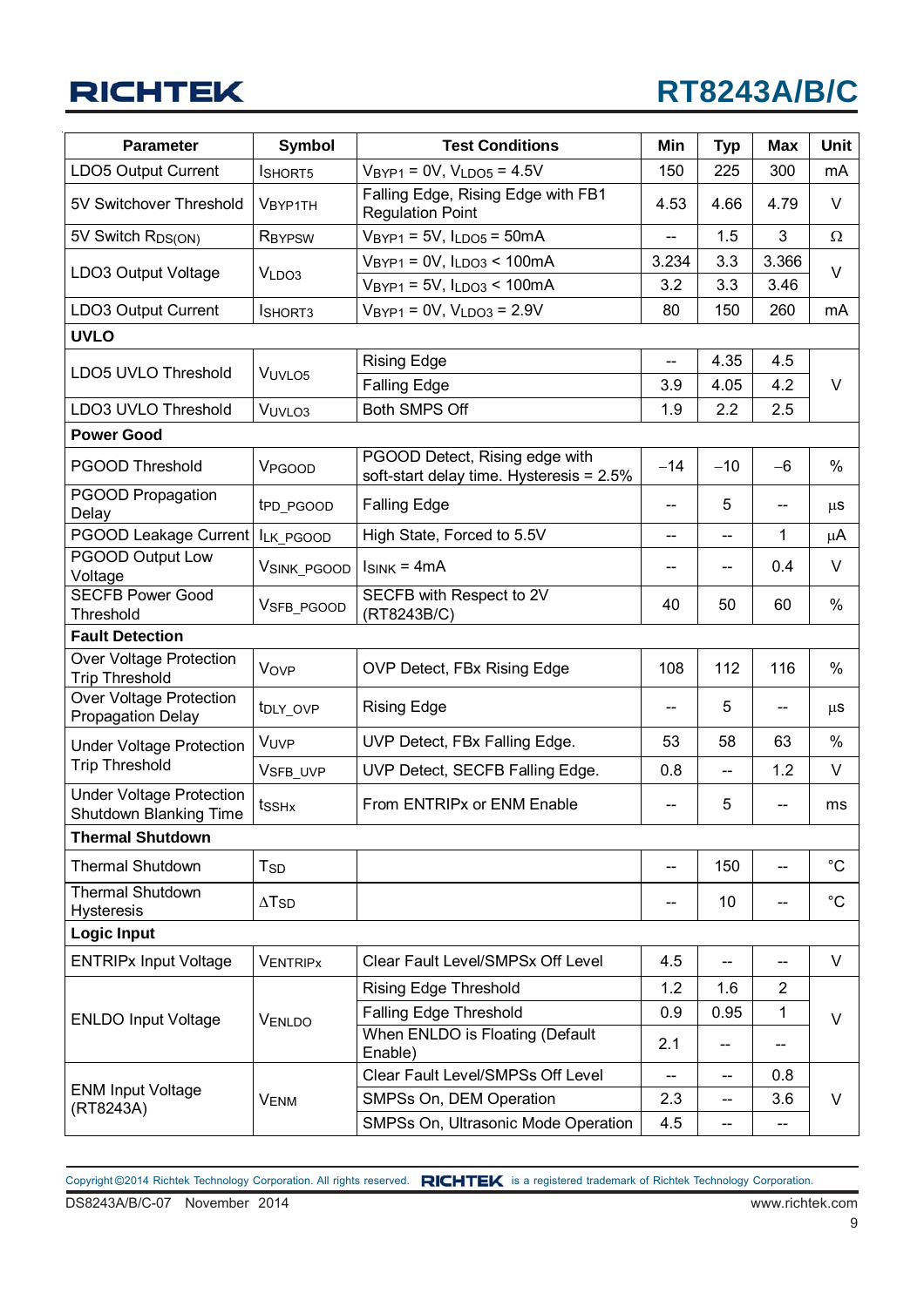| Parameter | Symbol | Test Conditions | Min | Typ | Max | Unit |
|---|---|---|---|---|---|---|
| LDO5 Output Current | $I_{SHORT5}$ | $V_{BYP1}$ = 0V, $V_{LDO5}$ = 4.5V | 150 | 225 | 300 | mA |
| 5V Switchover Threshold | $V_{BYP1TH}$ | Falling Edge, Rising Edge with FB1 Regulation Point | 4.53 | 4.66 | 4.79 | V |
| 5V Switch $R_{DS(ON)}$ | $R_{BYPSW}$ | $V_{BYP1}$ = 5V, $I_{LDO5}$ = 50mA | -- | 1.5 | 3 | Ω |
| LDO3 Output Voltage | $V_{LDO3}$ | $V_{BYP1}$ = 0V, $I_{LDO3}$ < 100mA | 3.234 | 3.3 | 3.366 | V |
| | | $V_{BYP1}$ = 5V, $I_{LDO3}$ < 100mA | 3.2 | 3.3 | 3.46 | |
| LDO3 Output Current | $I_{SHORT3}$ | $V_{BYP1}$ = 0V, $V_{LDO3}$ = 2.9V | 80 | 150 | 260 | mA |
| **UVLO** | | | | | | |
| LDO5 UVLO Threshold | $V_{UVLO5}$ | Rising Edge | -- | 4.35 | 4.5 | V |
| | | Falling Edge | 3.9 | 4.05 | 4.2 | |
| LDO3 UVLO Threshold | $V_{UVLO3}$ | Both SMPS Off | 1.9 | 2.2 | 2.5 | |
| **Power Good** | | | | | | |
| PGOOD Threshold | $V_{PGOOD}$ | PGOOD Detect, Rising edge with soft-start delay time. Hysteresis = 2.5% | −14 | −10 | −6 | % |
| PGOOD Propagation Delay | $t_{PD\_PGOOD}$ | Falling Edge | -- | 5 | -- | μs |
| PGOOD Leakage Current | $I_{LK\_PGOOD}$ | High State, Forced to 5.5V | -- | -- | 1 | μA |
| PGOOD Output Low Voltage | $V_{SINK\_PGOOD}$ | $I_{SINK}$ = 4mA | -- | -- | 0.4 | V |
| SECFB Power Good Threshold | $V_{SFB\_PGOOD}$ | SECFB with Respect to 2V (RT8243B/C) | 40 | 50 | 60 | % |
| **Fault Detection** | | | | | | |
| Over Voltage Protection Trip Threshold | $V_{OVP}$ | OVP Detect, FBx Rising Edge | 108 | 112 | 116 | % |
| Over Voltage Protection Propagation Delay | $t_{DLY\_OVP}$ | Rising Edge | -- | 5 | -- | μs |
| Under Voltage Protection Trip Threshold | $V_{UVP}$ | UVP Detect, FBx Falling Edge. | 53 | 58 | 63 | % |
| | $V_{SFB\_UVP}$ | UVP Detect, SECFB Falling Edge. | 0.8 | -- | 1.2 | V |
| Under Voltage Protection Shutdown Blanking Time | $t_{SSHx}$ | From ENTRIPx or ENM Enable | -- | 5 | -- | ms |
| **Thermal Shutdown** | | | | | | |
| Thermal Shutdown | $T_{SD}$ | | -- | 150 | -- | °C |
| Thermal Shutdown Hysteresis | $\Delta T_{SD}$ | | -- | 10 | -- | °C |
| **Logic Input** | | | | | | |
| ENTRIPx Input Voltage | $V_{ENTRIPx}$ | Clear Fault Level/SMPSx Off Level | 4.5 | -- | -- | V |
| ENLDO Input Voltage | $V_{ENLDO}$ | Rising Edge Threshold | 1.2 | 1.6 | 2 | V |
| | | Falling Edge Threshold | 0.9 | 0.95 | 1 | |
| | | When ENLDO is Floating (Default Enable) | 2.1 | -- | -- | |
| ENM Input Voltage (RT8243A) | $V_{ENM}$ | Clear Fault Level/SMPSs Off Level | -- | -- | 0.8 | V |
| | | SMPSs On, DEM Operation | 2.3 | -- | 3.6 | |
| | | SMPSs On, Ultrasonic Mode Operation | 4.5 | -- | -- | |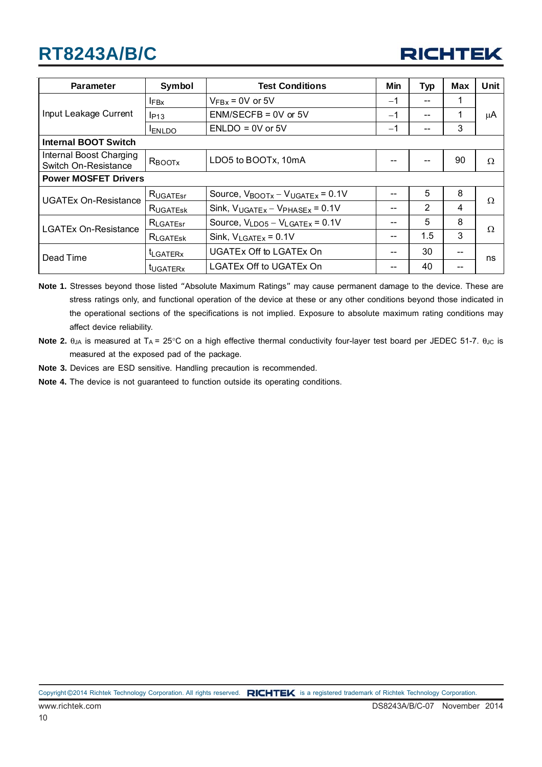| Parameter | Symbol | Test Conditions | Min | Typ | Max | Unit |
|---|---|---|---|---|---|---|
| Input Leakage Current | $I_{FBx}$ | $V_{FBx}$ = 0V or 5V | −1 | -- | 1 | μA |
| | $I_{P13}$ | ENM/SECFB = 0V or 5V | −1 | -- | 1 | |
| | $I_{ENLDO}$ | ENLDO = 0V or 5V | −1 | -- | 3 | |
| **Internal BOOT Switch** | | | | | | |
| Internal Boost Charging Switch On-Resistance | $R_{BOOTx}$ | LDO5 to BOOTx, 10mA | -- | -- | 90 | Ω |
| **Power MOSFET Drivers** | | | | | | |
| UGATEx On-Resistance | $R_{UGATEsr}$ | Source, $V_{BOOTx} - V_{UGATEx}$ = 0.1V | -- | 5 | 8 | Ω |
| | $R_{UGATEsk}$ | Sink, $V_{UGATEx} - V_{PHASEx}$ = 0.1V | -- | 2 | 4 | |
| LGATEx On-Resistance | $R_{LGATEsr}$ | Source, $V_{LDO5} - V_{LGATEx}$ = 0.1V | -- | 5 | 8 | Ω |
| | $R_{LGATEsk}$ | Sink, $V_{LGATEx}$ = 0.1V | -- | 1.5 | 3 | |
| Dead Time | $t_{LGATERx}$ | UGATEx Off to LGATEx On | -- | 30 | -- | ns |
| | $t_{UGATERx}$ | LGATEx Off to UGATEx On | -- | 40 | -- | |

**Note 1.** Stresses beyond those listed "Absolute Maximum Ratings" may cause permanent damage to the device. These are stress ratings only, and functional operation of the device at these or any other conditions beyond those indicated in the operational sections of the specifications is not implied. Exposure to absolute maximum rating conditions may affect device reliability.

**Note 2.** $\theta_{JA}$ is measured at $T_A$ = 25°C on a high effective thermal conductivity four-layer test board per JEDEC 51-7. $\theta_{JC}$ is measured at the exposed pad of the package.

**Note 3.** Devices are ESD sensitive. Handling precaution is recommended.

**Note 4.** The device is not guaranteed to function outside its operating conditions.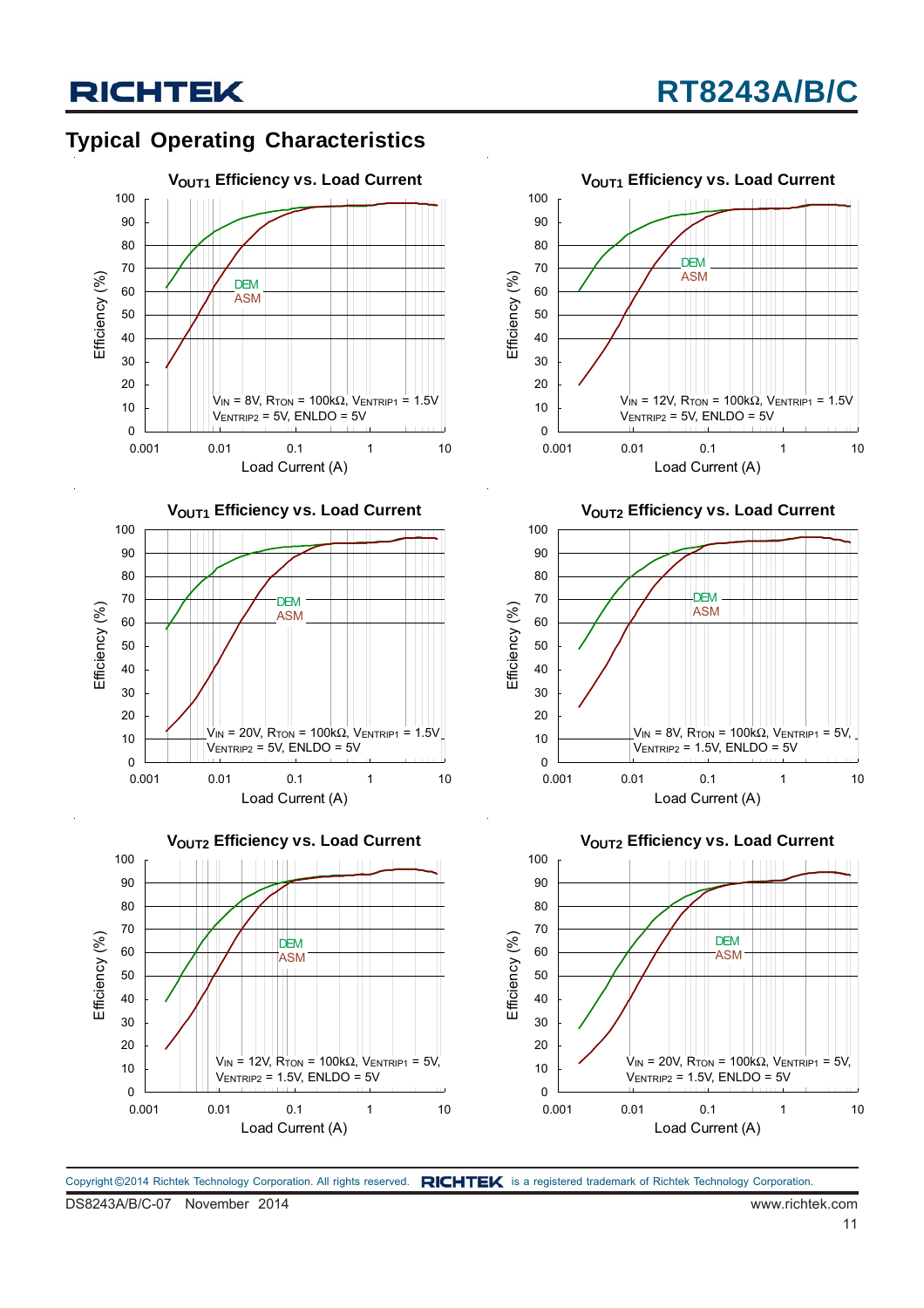## Typical Operating Characteristics

**$V_{OUT1}$ Efficiency vs. Load Current**

Efficiency (%) vs. Load Current (A); curves: DEM, ASM

$V_{IN}$ = 8V, $R_{TON}$ = 100kΩ, $V_{ENTRIP1}$ = 1.5V, $V_{ENTRIP2}$ = 5V, ENLDO = 5V

**$V_{OUT1}$ Efficiency vs. Load Current**

Efficiency (%) vs. Load Current (A); curves: DEM, ASM

$V_{IN}$ = 12V, $R_{TON}$ = 100kΩ, $V_{ENTRIP1}$ = 1.5V, $V_{ENTRIP2}$ = 5V, ENLDO = 5V

**$V_{OUT1}$ Efficiency vs. Load Current**

Efficiency (%) vs. Load Current (A); curves: DEM, ASM

$V_{IN}$ = 20V, $R_{TON}$ = 100kΩ, $V_{ENTRIP1}$ = 1.5V, $V_{ENTRIP2}$ = 5V, ENLDO = 5V

**$V_{OUT2}$ Efficiency vs. Load Current**

Efficiency (%) vs. Load Current (A); curves: DEM, ASM

$V_{IN}$ = 8V, $R_{TON}$ = 100kΩ, $V_{ENTRIP1}$ = 5V, $V_{ENTRIP2}$ = 1.5V, ENLDO = 5V

**$V_{OUT2}$ Efficiency vs. Load Current**

Efficiency (%) vs. Load Current (A); curves: DEM, ASM

$V_{IN}$ = 12V, $R_{TON}$ = 100kΩ, $V_{ENTRIP1}$ = 5V, $V_{ENTRIP2}$ = 1.5V, ENLDO = 5V

**$V_{OUT2}$ Efficiency vs. Load Current**

Efficiency (%) vs. Load Current (A); curves: DEM, ASM

$V_{IN}$ = 20V, $R_{TON}$ = 100kΩ, $V_{ENTRIP1}$ = 5V, $V_{ENTRIP2}$ = 1.5V, ENLDO = 5V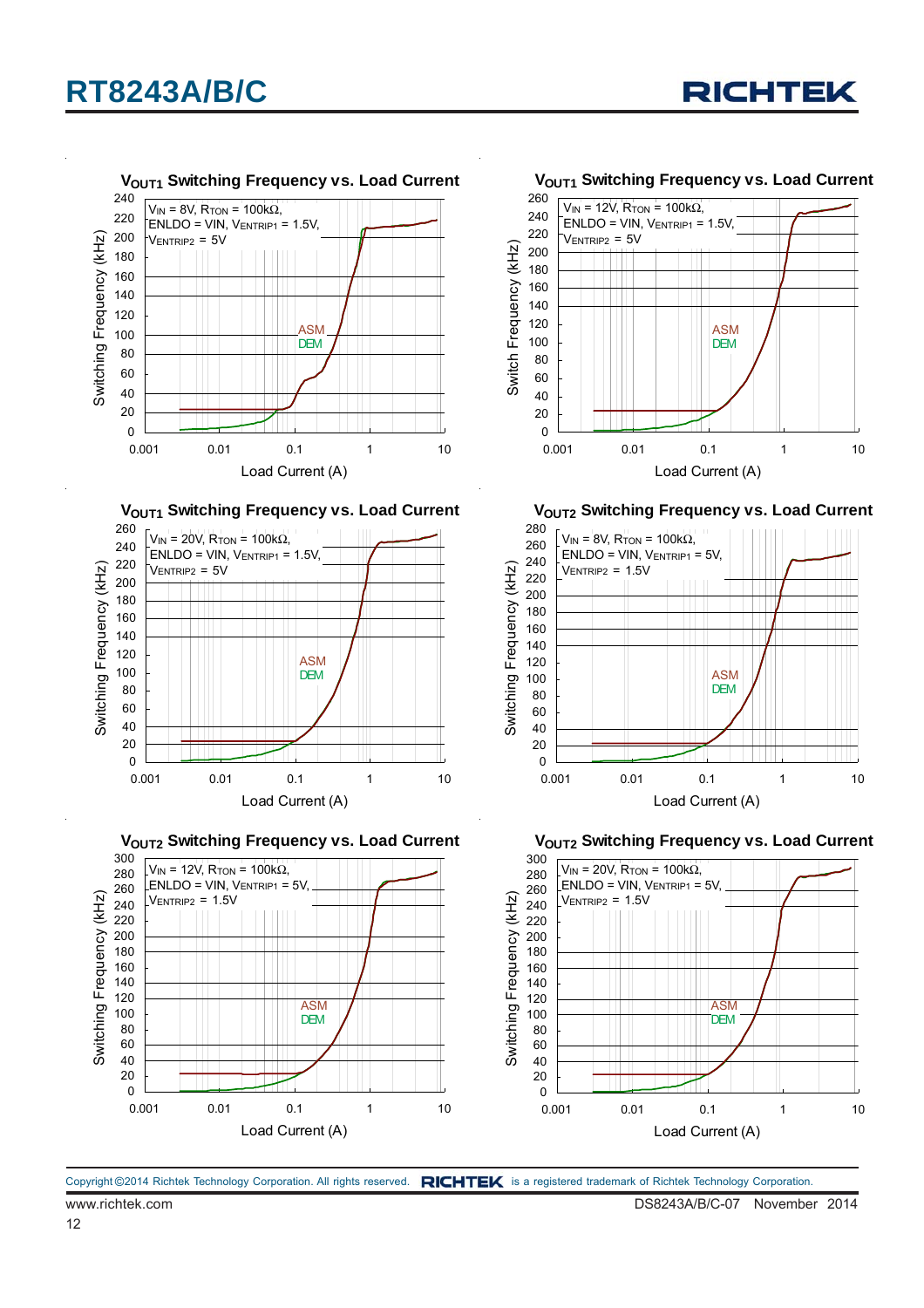### $V_{OUT1}$ Switching Frequency vs. Load Current

$V_{IN}$ = 8V, $R_{TON}$ = 100kΩ, ENLDO = VIN, $V_{ENTRIP1}$ = 1.5V, $V_{ENTRIP2}$ = 5V

ASM
DEM

Switching Frequency (kHz)

Load Current (A)

### $V_{OUT1}$ Switching Frequency vs. Load Current

$V_{IN}$ = 12V, $R_{TON}$ = 100kΩ, ENLDO = VIN, $V_{ENTRIP1}$ = 1.5V, $V_{ENTRIP2}$ = 5V

ASM
DEM

Switch Frequency (kHz)

Load Current (A)

### $V_{OUT1}$ Switching Frequency vs. Load Current

$V_{IN}$ = 20V, $R_{TON}$ = 100kΩ, ENLDO = VIN, $V_{ENTRIP1}$ = 1.5V, $V_{ENTRIP2}$ = 5V

ASM
DEM

Switching Frequency (kHz)

Load Current (A)

### $V_{OUT2}$ Switching Frequency vs. Load Current

$V_{IN}$ = 8V, $R_{TON}$ = 100kΩ, ENLDO = VIN, $V_{ENTRIP1}$ = 5V, $V_{ENTRIP2}$ = 1.5V

ASM
DEM

Switching Frequency (kHz)

Load Current (A)

### $V_{OUT2}$ Switching Frequency vs. Load Current

$V_{IN}$ = 12V, $R_{TON}$ = 100kΩ, ENLDO = VIN, $V_{ENTRIP1}$ = 5V, $V_{ENTRIP2}$ = 1.5V

ASM
DEM

Switching Frequency (kHz)

Load Current (A)

### $V_{OUT2}$ Switching Frequency vs. Load Current

$V_{IN}$ = 20V, $R_{TON}$ = 100kΩ, ENLDO = VIN, $V_{ENTRIP1}$ = 5V, $V_{ENTRIP2}$ = 1.5V

ASM
DEM

Switching Frequency (kHz)

Load Current (A)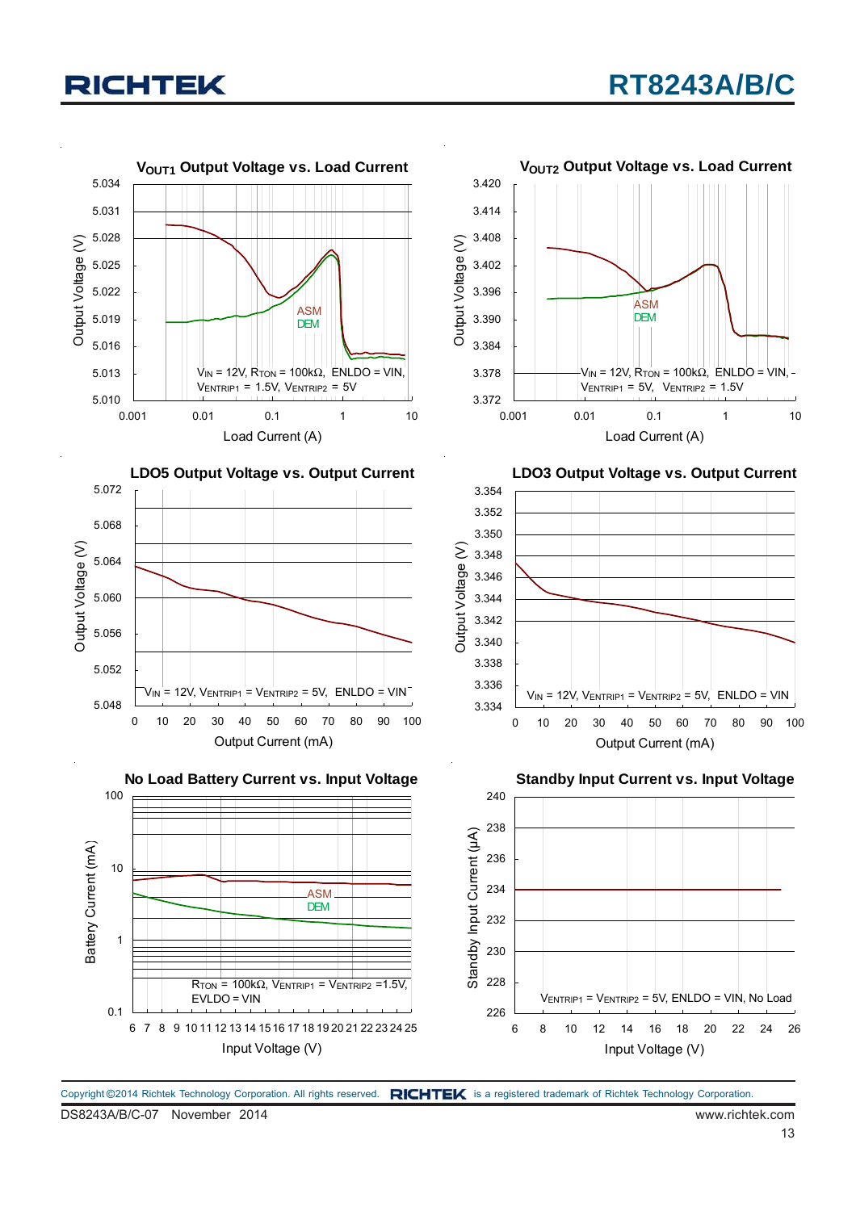## $V_{OUT1}$ Output Voltage vs. Load Current

Output Voltage (V): 5.010 – 5.034

Load Current (A): 0.001 – 10

ASM

DEM

$V_{IN}$ = 12V, $R_{TON}$ = 100kΩ, ENLDO = VIN, $V_{ENTRIP1}$ = 1.5V, $V_{ENTRIP2}$ = 5V

## $V_{OUT2}$ Output Voltage vs. Load Current

Output Voltage (V): 3.372 – 3.420

Load Current (A): 0.001 – 10

ASM

DEM

$V_{IN}$ = 12V, $R_{TON}$ = 100kΩ, ENLDO = VIN, $V_{ENTRIP1}$ = 5V, $V_{ENTRIP2}$ = 1.5V

## LDO5 Output Voltage vs. Output Current

Output Voltage (V): 5.048 – 5.072

Output Current (mA): 0 – 100

$V_{IN}$ = 12V, $V_{ENTRIP1}$ = $V_{ENTRIP2}$ = 5V, ENLDO = VIN

## LDO3 Output Voltage vs. Output Current

Output Voltage (V): 3.334 – 3.354

Output Current (mA): 0 – 100

$V_{IN}$ = 12V, $V_{ENTRIP1}$ = $V_{ENTRIP2}$ = 5V, ENLDO = VIN

## No Load Battery Current vs. Input Voltage

Battery Current (mA): 0.1 – 100

Input Voltage (V): 6 – 25

ASM

DEM

$R_{TON}$ = 100kΩ, $V_{ENTRIP1}$ = $V_{ENTRIP2}$ =1.5V, EVLDO = VIN

## Standby Input Current vs. Input Voltage

Standby Input Current (μA): 226 – 240

Input Voltage (V): 6 – 26

$V_{ENTRIP1}$ = $V_{ENTRIP2}$ = 5V, ENLDO = VIN, No Load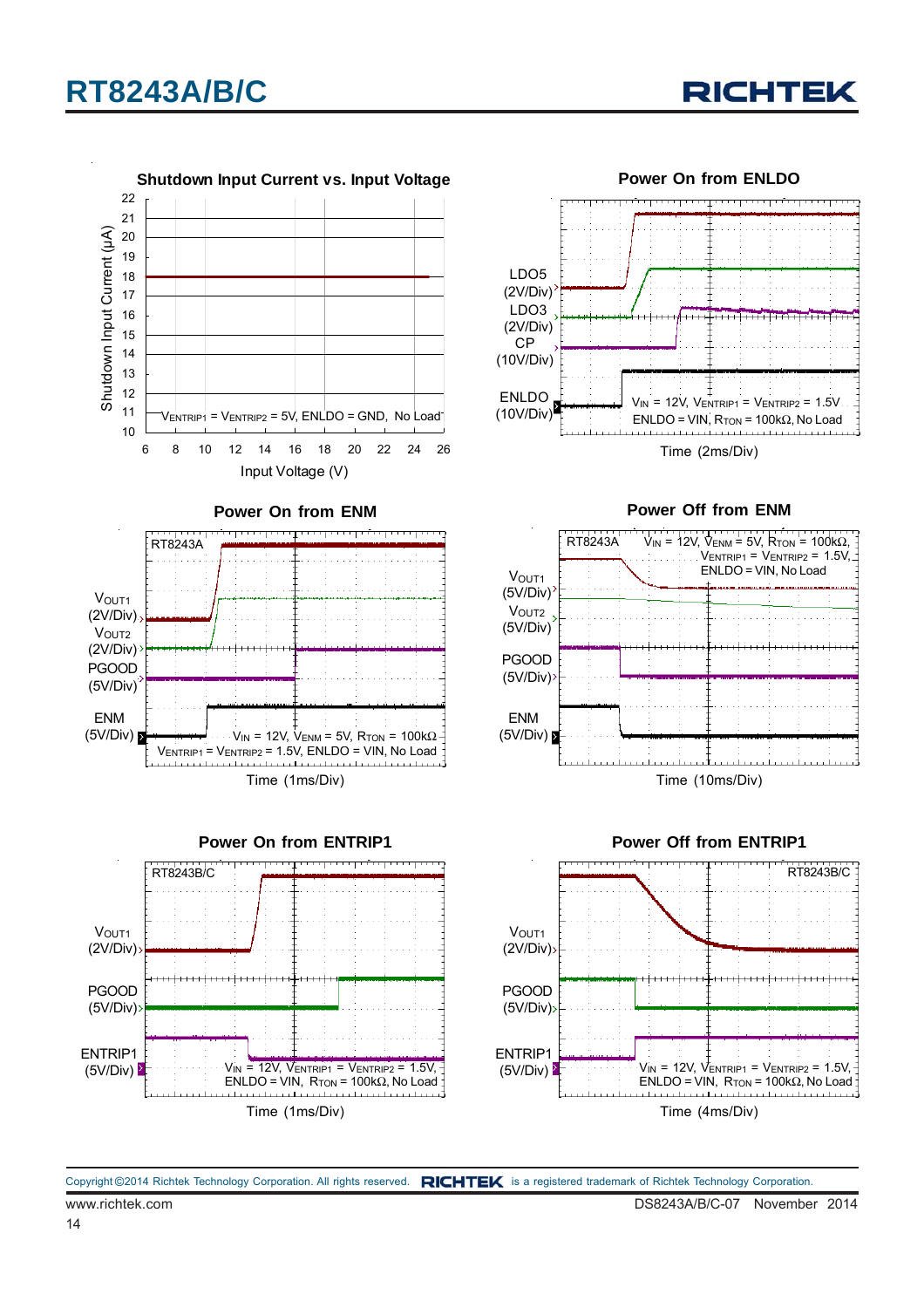**Shutdown Input Current vs. Input Voltage**

Shutdown Input Current (μA) vs. Input Voltage (V)

$V_{ENTRIP1}$ = $V_{ENTRIP2}$ = 5V, ENLDO = GND, No Load

**Power On from ENLDO**

LDO5 (2V/Div), LDO3 (2V/Div), CP (10V/Div), ENLDO (10V/Div)

$V_{IN}$ = 12V, $V_{ENTRIP1}$ = $V_{ENTRIP2}$ = 1.5V, ENLDO = VIN, $R_{TON}$ = 100kΩ, No Load

Time (2ms/Div)

**Power On from ENM**

RT8243A

$V_{OUT1}$ (2V/Div), $V_{OUT2}$ (2V/Div), PGOOD (5V/Div), ENM (5V/Div)

$V_{IN}$ = 12V, $V_{ENM}$ = 5V, $R_{TON}$ = 100kΩ, $V_{ENTRIP1}$ = $V_{ENTRIP2}$ = 1.5V, ENLDO = VIN, No Load

Time (1ms/Div)

**Power Off from ENM**

RT8243A

$V_{OUT1}$ (5V/Div), $V_{OUT2}$ (5V/Div), PGOOD (5V/Div), ENM (5V/Div)

$V_{IN}$ = 12V, $V_{ENM}$ = 5V, $R_{TON}$ = 100kΩ, $V_{ENTRIP1}$ = $V_{ENTRIP2}$ = 1.5V, ENLDO = VIN, No Load

Time (10ms/Div)

**Power On from ENTRIP1**

RT8243B/C

$V_{OUT1}$ (2V/Div), PGOOD (5V/Div), ENTRIP1 (5V/Div)

$V_{IN}$ = 12V, $V_{ENTRIP1}$ = $V_{ENTRIP2}$ = 1.5V, ENLDO = VIN, $R_{TON}$ = 100kΩ, No Load

Time (1ms/Div)

**Power Off from ENTRIP1**

RT8243B/C

$V_{OUT1}$ (2V/Div), PGOOD (5V/Div), ENTRIP1 (5V/Div)

$V_{IN}$ = 12V, $V_{ENTRIP1}$ = $V_{ENTRIP2}$ = 1.5V, ENLDO = VIN, $R_{TON}$ = 100kΩ, No Load

Time (4ms/Div)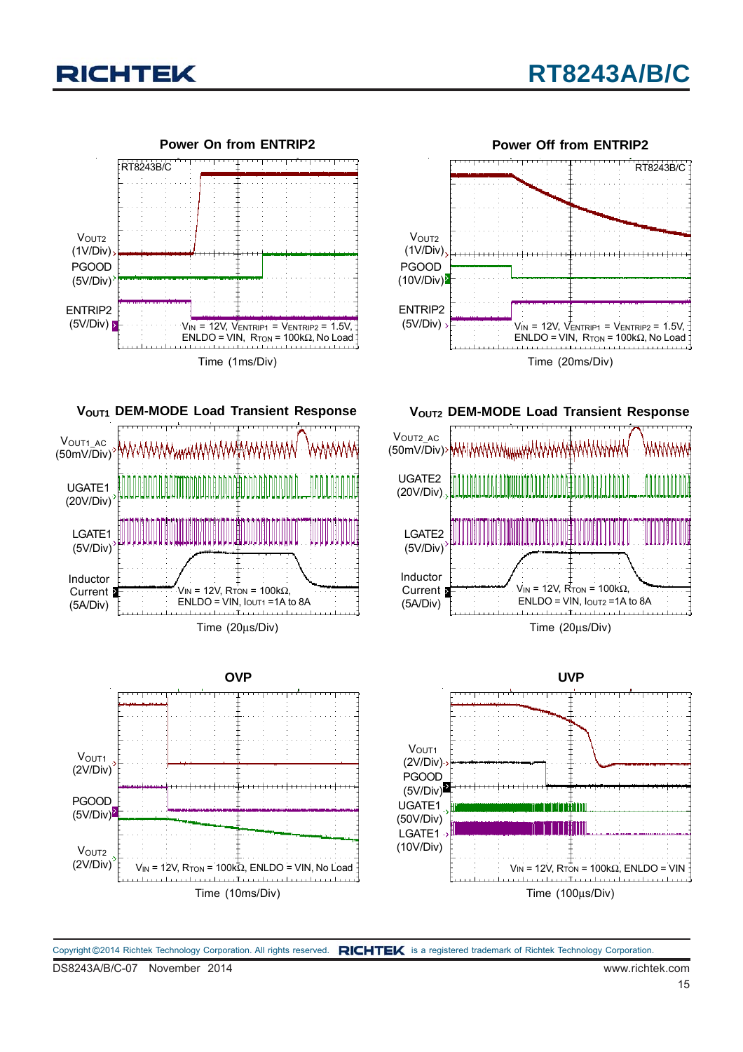### Power On from ENTRIP2

RT8243B/C

$V_{OUT2}$ (1V/Div)

PGOOD (5V/Div)

ENTRIP2 (5V/Div)

$V_{IN}$ = 12V, $V_{ENTRIP1}$ = $V_{ENTRIP2}$ = 1.5V, ENLDO = VIN, $R_{TON}$ = 100kΩ, No Load

Time (1ms/Div)

### Power Off from ENTRIP2

RT8243B/C

$V_{OUT2}$ (1V/Div)

PGOOD (10V/Div)

ENTRIP2 (5V/Div)

$V_{IN}$ = 12V, $V_{ENTRIP1}$ = $V_{ENTRIP2}$ = 1.5V, ENLDO = VIN, $R_{TON}$ = 100kΩ, No Load

Time (20ms/Div)

### $V_{OUT1}$ DEM-MODE Load Transient Response

$V_{OUT1\_AC}$ (50mV/Div)

UGATE1 (20V/Div)

LGATE1 (5V/Div)

Inductor Current (5A/Div)

$V_{IN}$ = 12V, $R_{TON}$ = 100kΩ, ENLDO = VIN, $I_{OUT1}$ =1A to 8A

Time (20μs/Div)

### $V_{OUT2}$ DEM-MODE Load Transient Response

$V_{OUT2\_AC}$ (50mV/Div)

UGATE2 (20V/Div)

LGATE2 (5V/Div)

Inductor Current (5A/Div)

$V_{IN}$ = 12V, $R_{TON}$ = 100kΩ, ENLDO = VIN, $I_{OUT2}$ =1A to 8A

Time (20μs/Div)

### OVP

$V_{OUT1}$ (2V/Div)

PGOOD (5V/Div)

$V_{OUT2}$ (2V/Div)

$V_{IN}$ = 12V, $R_{TON}$ = 100kΩ, ENLDO = VIN, No Load

Time (10ms/Div)

### UVP

$V_{OUT1}$ (2V/Div)

PGOOD (5V/Div)

UGATE1 (50V/Div)

LGATE1 (10V/Div)

$V_{IN}$ = 12V, $R_{TON}$ = 100kΩ, ENLDO = VIN

Time (100μs/Div)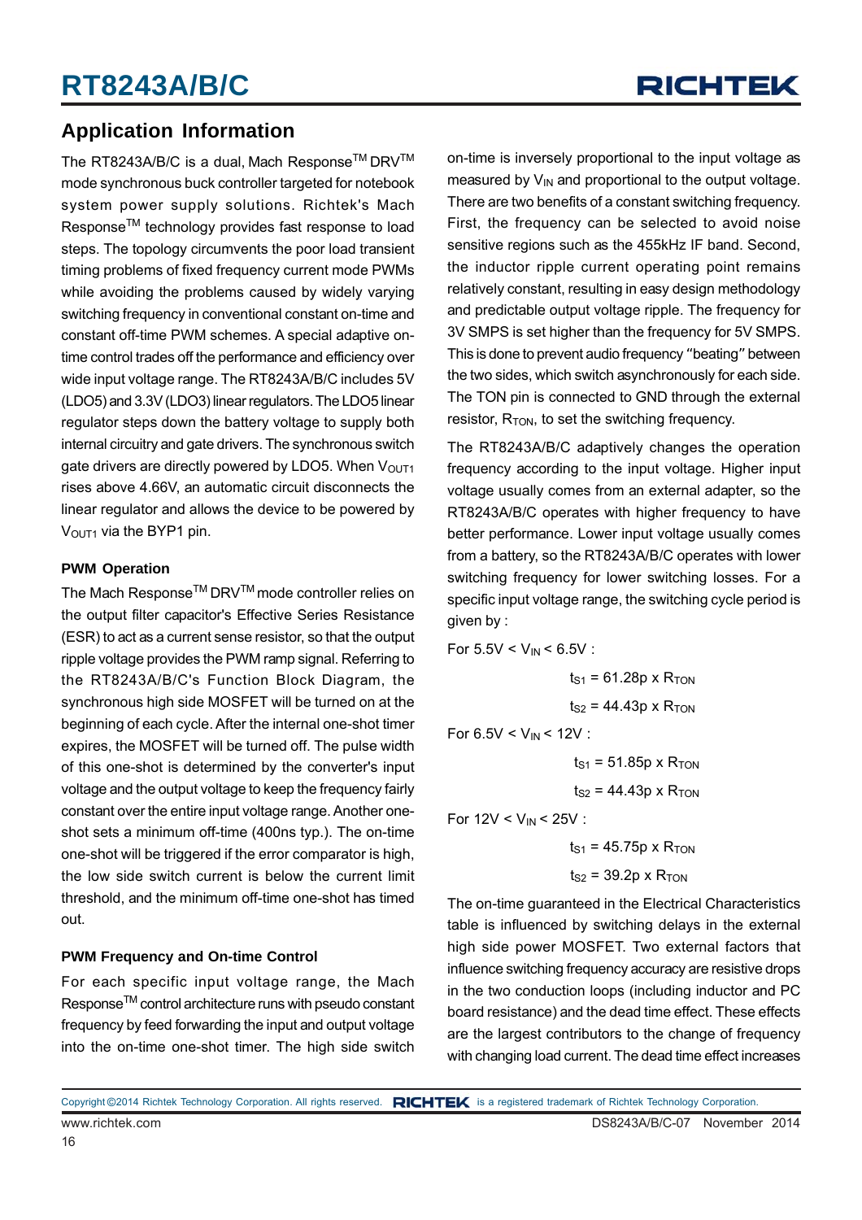## Application Information

The RT8243A/B/C is a dual, Mach Response$^{TM}$ DRV$^{TM}$ mode synchronous buck controller targeted for notebook system power supply solutions. Richtek's Mach Response$^{TM}$ technology provides fast response to load steps. The topology circumvents the poor load transient timing problems of fixed frequency current mode PWMs while avoiding the problems caused by widely varying switching frequency in conventional constant on-time and constant off-time PWM schemes. A special adaptive on-time control trades off the performance and efficiency over wide input voltage range. The RT8243A/B/C includes 5V (LDO5) and 3.3V (LDO3) linear regulators. The LDO5 linear regulator steps down the battery voltage to supply both internal circuitry and gate drivers. The synchronous switch gate drivers are directly powered by LDO5. When $V_{OUT1}$ rises above 4.66V, an automatic circuit disconnects the linear regulator and allows the device to be powered by $V_{OUT1}$ via the BYP1 pin.

### PWM Operation

The Mach Response$^{TM}$ DRV$^{TM}$ mode controller relies on the output filter capacitor's Effective Series Resistance (ESR) to act as a current sense resistor, so that the output ripple voltage provides the PWM ramp signal. Referring to the RT8243A/B/C's Function Block Diagram, the synchronous high side MOSFET will be turned on at the beginning of each cycle. After the internal one-shot timer expires, the MOSFET will be turned off. The pulse width of this one-shot is determined by the converter's input voltage and the output voltage to keep the frequency fairly constant over the entire input voltage range. Another one-shot sets a minimum off-time (400ns typ.). The on-time one-shot will be triggered if the error comparator is high, the low side switch current is below the current limit threshold, and the minimum off-time one-shot has timed out.

### PWM Frequency and On-time Control

For each specific input voltage range, the Mach Response$^{TM}$ control architecture runs with pseudo constant frequency by feed forwarding the input and output voltage into the on-time one-shot timer. The high side switch on-time is inversely proportional to the input voltage as measured by $V_{IN}$ and proportional to the output voltage. There are two benefits of a constant switching frequency. First, the frequency can be selected to avoid noise sensitive regions such as the 455kHz IF band. Second, the inductor ripple current operating point remains relatively constant, resulting in easy design methodology and predictable output voltage ripple. The frequency for 3V SMPS is set higher than the frequency for 5V SMPS. This is done to prevent audio frequency "beating" between the two sides, which switch asynchronously for each side. The TON pin is connected to GND through the external resistor, $R_{TON}$, to set the switching frequency.

The RT8243A/B/C adaptively changes the operation frequency according to the input voltage. Higher input voltage usually comes from an external adapter, so the RT8243A/B/C operates with higher frequency to have better performance. Lower input voltage usually comes from a battery, so the RT8243A/B/C operates with lower switching frequency for lower switching losses. For a specific input voltage range, the switching cycle period is given by :

For $5.5V < V_{IN} < 6.5V$ :

$$t_{S1} = 61.28p \times R_{TON}$$

$$t_{S2} = 44.43p \times R_{TON}$$

For $6.5V < V_{IN} < 12V$ :

$$t_{S1} = 51.85p \times R_{TON}$$

$$t_{S2} = 44.43p \times R_{TON}$$

For $12V < V_{IN} < 25V$ :

$$t_{S1} = 45.75p \times R_{TON}$$

$$t_{S2} = 39.2p \times R_{TON}$$

The on-time guaranteed in the Electrical Characteristics table is influenced by switching delays in the external high side power MOSFET. Two external factors that influence switching frequency accuracy are resistive drops in the two conduction loops (including inductor and PC board resistance) and the dead time effect. These effects are the largest contributors to the change of frequency with changing load current. The dead time effect increases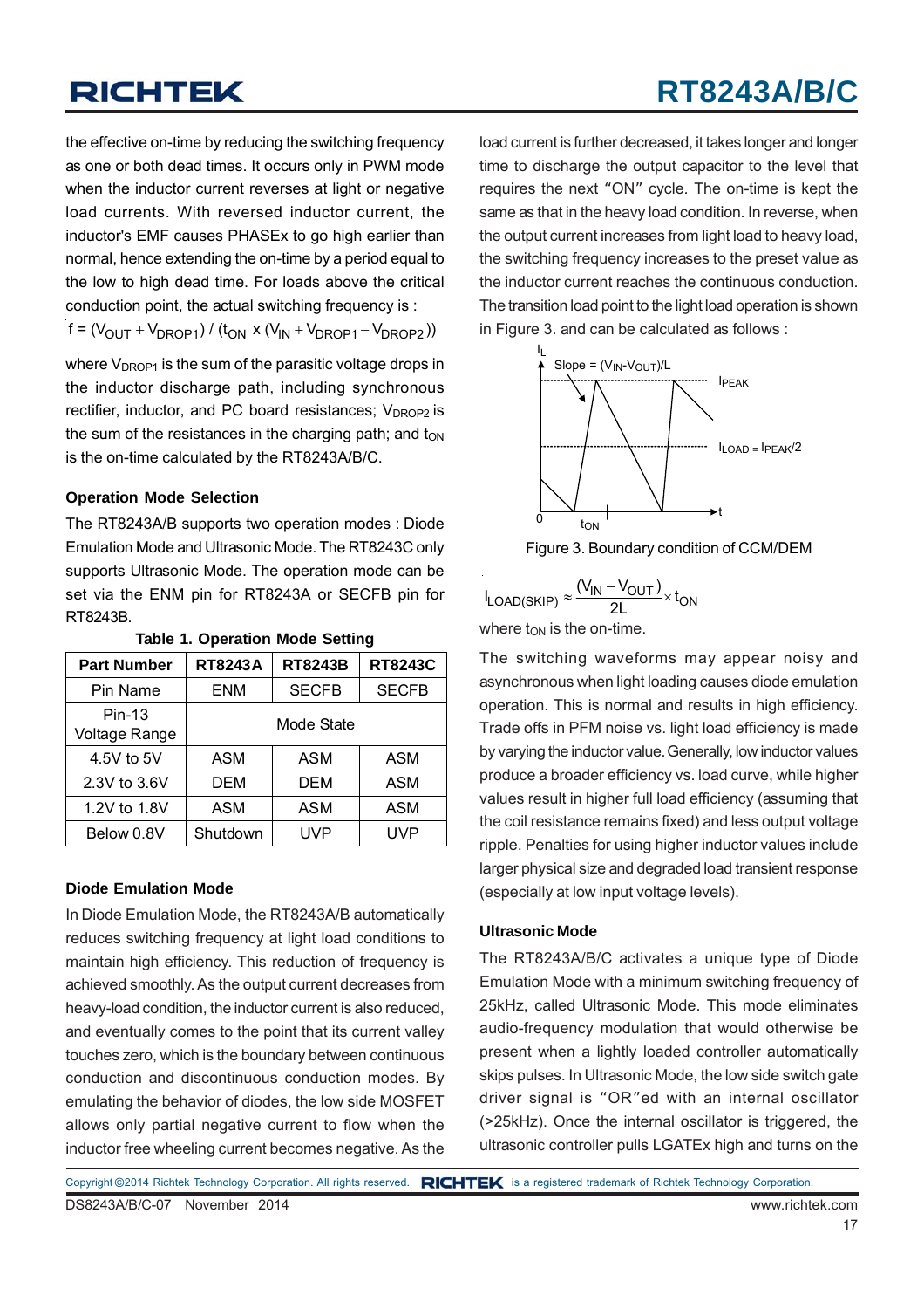the effective on-time by reducing the switching frequency as one or both dead times. It occurs only in PWM mode when the inductor current reverses at light or negative load currents. With reversed inductor current, the inductor's EMF causes PHASEx to go high earlier than normal, hence extending the on-time by a period equal to the low to high dead time. For loads above the critical conduction point, the actual switching frequency is :

$$f = (V_{OUT} + V_{DROP1}) / (t_{ON} \times (V_{IN} + V_{DROP1} - V_{DROP2}))$$

where $V_{DROP1}$ is the sum of the parasitic voltage drops in the inductor discharge path, including synchronous rectifier, inductor, and PC board resistances; $V_{DROP2}$ is the sum of the resistances in the charging path; and $t_{ON}$ is the on-time calculated by the RT8243A/B/C.

### Operation Mode Selection

The RT8243A/B supports two operation modes : Diode Emulation Mode and Ultrasonic Mode. The RT8243C only supports Ultrasonic Mode. The operation mode can be set via the ENM pin for RT8243A or SECFB pin for RT8243B.

Table 1. Operation Mode Setting

| Part Number | RT8243A | RT8243B | RT8243C |
|---|---|---|---|
| Pin Name | ENM | SECFB | SECFB |
| Pin-13 Voltage Range | Mode State | | |
| 4.5V to 5V | ASM | ASM | ASM |
| 2.3V to 3.6V | DEM | DEM | ASM |
| 1.2V to 1.8V | ASM | ASM | ASM |
| Below 0.8V | Shutdown | UVP | UVP |

### Diode Emulation Mode

In Diode Emulation Mode, the RT8243A/B automatically reduces switching frequency at light load conditions to maintain high efficiency. This reduction of frequency is achieved smoothly. As the output current decreases from heavy-load condition, the inductor current is also reduced, and eventually comes to the point that its current valley touches zero, which is the boundary between continuous conduction and discontinuous conduction modes. By emulating the behavior of diodes, the low side MOSFET allows only partial negative current to flow when the inductor free wheeling current becomes negative. As the load current is further decreased, it takes longer and longer time to discharge the output capacitor to the level that requires the next "ON" cycle. The on-time is kept the same as that in the heavy load condition. In reverse, when the output current increases from light load to heavy load, the switching frequency increases to the preset value as the inductor current reaches the continuous conduction. The transition load point to the light load operation is shown in Figure 3. and can be calculated as follows :

Figure 3. Boundary condition of CCM/DEM

$$I_{LOAD(SKIP)} \approx \frac{(V_{IN} - V_{OUT})}{2L} \times t_{ON}$$

where $t_{ON}$ is the on-time.

The switching waveforms may appear noisy and asynchronous when light loading causes diode emulation operation. This is normal and results in high efficiency. Trade offs in PFM noise vs. light load efficiency is made by varying the inductor value. Generally, low inductor values produce a broader efficiency vs. load curve, while higher values result in higher full load efficiency (assuming that the coil resistance remains fixed) and less output voltage ripple. Penalties for using higher inductor values include larger physical size and degraded load transient response (especially at low input voltage levels).

### Ultrasonic Mode

The RT8243A/B/C activates a unique type of Diode Emulation Mode with a minimum switching frequency of 25kHz, called Ultrasonic Mode. This mode eliminates audio-frequency modulation that would otherwise be present when a lightly loaded controller automatically skips pulses. In Ultrasonic Mode, the low side switch gate driver signal is "OR"ed with an internal oscillator (>25kHz). Once the internal oscillator is triggered, the ultrasonic controller pulls LGATEx high and turns on the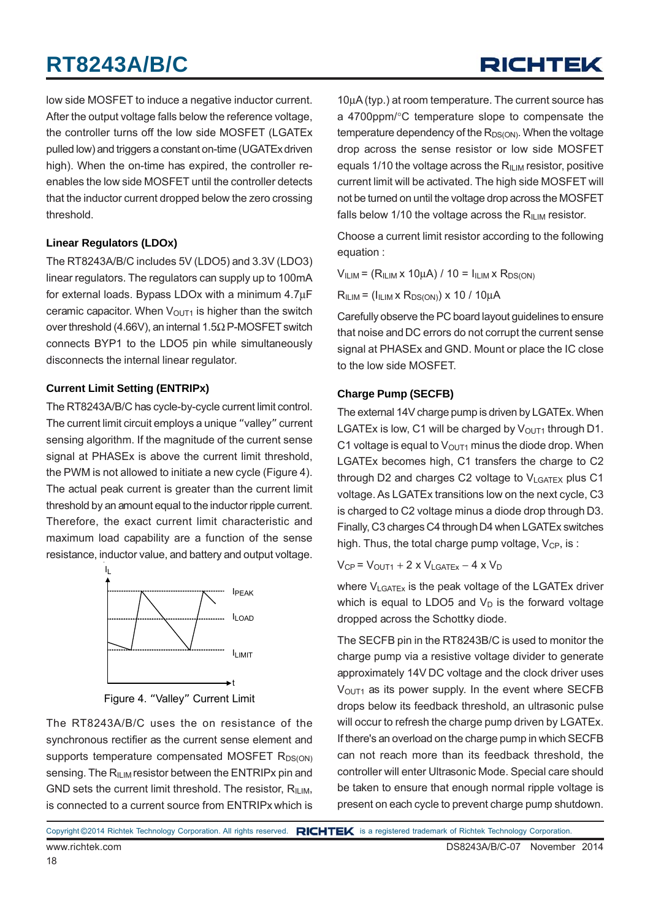low side MOSFET to induce a negative inductor current. After the output voltage falls below the reference voltage, the controller turns off the low side MOSFET (LGATEx pulled low) and triggers a constant on-time (UGATEx driven high). When the on-time has expired, the controller re-enables the low side MOSFET until the controller detects that the inductor current dropped below the zero crossing threshold.

### Linear Regulators (LDOx)

The RT8243A/B/C includes 5V (LDO5) and 3.3V (LDO3) linear regulators. The regulators can supply up to 100mA for external loads. Bypass LDOx with a minimum 4.7μF ceramic capacitor. When $V_{OUT1}$ is higher than the switch over threshold (4.66V), an internal 1.5Ω P-MOSFET switch connects BYP1 to the LDO5 pin while simultaneously disconnects the internal linear regulator.

### Current Limit Setting (ENTRIPx)

The RT8243A/B/C has cycle-by-cycle current limit control. The current limit circuit employs a unique "valley" current sensing algorithm. If the magnitude of the current sense signal at PHASEx is above the current limit threshold, the PWM is not allowed to initiate a new cycle (Figure 4). The actual peak current is greater than the current limit threshold by an amount equal to the inductor ripple current. Therefore, the exact current limit characteristic and maximum load capability are a function of the sense resistance, inductor value, and battery and output voltage.

Figure 4. "Valley" Current Limit

The RT8243A/B/C uses the on resistance of the synchronous rectifier as the current sense element and supports temperature compensated MOSFET $R_{DS(ON)}$ sensing. The $R_{ILIM}$ resistor between the ENTRIPx pin and GND sets the current limit threshold. The resistor, $R_{ILIM}$, is connected to a current source from ENTRIPx which is 10μA (typ.) at room temperature. The current source has a 4700ppm/°C temperature slope to compensate the temperature dependency of the $R_{DS(ON)}$. When the voltage drop across the sense resistor or low side MOSFET equals 1/10 the voltage across the $R_{ILIM}$ resistor, positive current limit will be activated. The high side MOSFET will not be turned on until the voltage drop across the MOSFET falls below 1/10 the voltage across the $R_{ILIM}$ resistor.

Choose a current limit resistor according to the following equation :

$$V_{ILIM} = (R_{ILIM} \times 10\mu A) / 10 = I_{ILIM} \times R_{DS(ON)}$$

$$R_{ILIM} = (I_{ILIM} \times R_{DS(ON)}) \times 10 / 10\mu A$$

Carefully observe the PC board layout guidelines to ensure that noise and DC errors do not corrupt the current sense signal at PHASEx and GND. Mount or place the IC close to the low side MOSFET.

### Charge Pump (SECFB)

The external 14V charge pump is driven by LGATEx. When LGATEx is low, C1 will be charged by $V_{OUT1}$ through D1. C1 voltage is equal to $V_{OUT1}$ minus the diode drop. When LGATEx becomes high, C1 transfers the charge to C2 through D2 and charges C2 voltage to $V_{LGATEX}$ plus C1 voltage. As LGATEx transitions low on the next cycle, C3 is charged to C2 voltage minus a diode drop through D3. Finally, C3 charges C4 through D4 when LGATEx switches high. Thus, the total charge pump voltage, $V_{CP}$, is :

$$V_{CP} = V_{OUT1} + 2 \times V_{LGATEx} - 4 \times V_D$$

where $V_{LGATEx}$ is the peak voltage of the LGATEx driver which is equal to LDO5 and $V_D$ is the forward voltage dropped across the Schottky diode.

The SECFB pin in the RT8243B/C is used to monitor the charge pump via a resistive voltage divider to generate approximately 14V DC voltage and the clock driver uses $V_{OUT1}$ as its power supply. In the event where SECFB drops below its feedback threshold, an ultrasonic pulse will occur to refresh the charge pump driven by LGATEx. If there's an overload on the charge pump in which SECFB can not reach more than its feedback threshold, the controller will enter Ultrasonic Mode. Special care should be taken to ensure that enough normal ripple voltage is present on each cycle to prevent charge pump shutdown.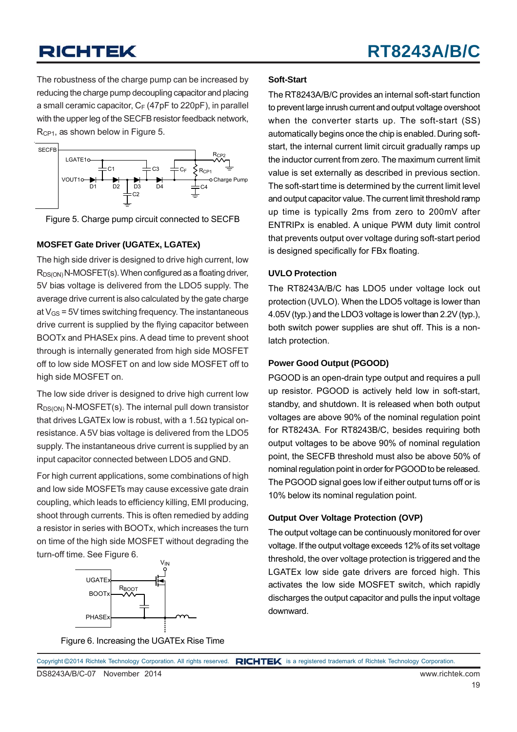The robustness of the charge pump can be increased by reducing the charge pump decoupling capacitor and placing a small ceramic capacitor, $C_F$ (47pF to 220pF), in parallel with the upper leg of the SECFB resistor feedback network, $R_{CP1}$, as shown below in Figure 5.

Figure 5. Charge pump circuit connected to SECFB

### MOSFET Gate Driver (UGATEx, LGATEx)

The high side driver is designed to drive high current, low $R_{DS(ON)}$ N-MOSFET(s). When configured as a floating driver, 5V bias voltage is delivered from the LDO5 supply. The average drive current is also calculated by the gate charge at $V_{GS}$ = 5V times switching frequency. The instantaneous drive current is supplied by the flying capacitor between BOOTx and PHASEx pins. A dead time to prevent shoot through is internally generated from high side MOSFET off to low side MOSFET on and low side MOSFET off to high side MOSFET on.

The low side driver is designed to drive high current low $R_{DS(ON)}$ N-MOSFET(s). The internal pull down transistor that drives LGATEx low is robust, with a 1.5Ω typical on-resistance. A 5V bias voltage is delivered from the LDO5 supply. The instantaneous drive current is supplied by an input capacitor connected between LDO5 and GND.

For high current applications, some combinations of high and low side MOSFETs may cause excessive gate drain coupling, which leads to efficiency killing, EMI producing, shoot through currents. This is often remedied by adding a resistor in series with BOOTx, which increases the turn on time of the high side MOSFET without degrading the turn-off time. See Figure 6.

Figure 6. Increasing the UGATEx Rise Time

### Soft-Start

The RT8243A/B/C provides an internal soft-start function to prevent large inrush current and output voltage overshoot when the converter starts up. The soft-start (SS) automatically begins once the chip is enabled. During soft-start, the internal current limit circuit gradually ramps up the inductor current from zero. The maximum current limit value is set externally as described in previous section. The soft-start time is determined by the current limit level and output capacitor value. The current limit threshold ramp up time is typically 2ms from zero to 200mV after ENTRIPx is enabled. A unique PWM duty limit control that prevents output over voltage during soft-start period is designed specifically for FBx floating.

### UVLO Protection

The RT8243A/B/C has LDO5 under voltage lock out protection (UVLO). When the LDO5 voltage is lower than 4.05V (typ.) and the LDO3 voltage is lower than 2.2V (typ.), both switch power supplies are shut off. This is a non-latch protection.

### Power Good Output (PGOOD)

PGOOD is an open-drain type output and requires a pull up resistor. PGOOD is actively held low in soft-start, standby, and shutdown. It is released when both output voltages are above 90% of the nominal regulation point for RT8243A. For RT8243B/C, besides requiring both output voltages to be above 90% of nominal regulation point, the SECFB threshold must also be above 50% of nominal regulation point in order for PGOOD to be released. The PGOOD signal goes low if either output turns off or is 10% below its nominal regulation point.

### Output Over Voltage Protection (OVP)

The output voltage can be continuously monitored for over voltage. If the output voltage exceeds 12% of its set voltage threshold, the over voltage protection is triggered and the LGATEx low side gate drivers are forced high. This activates the low side MOSFET switch, which rapidly discharges the output capacitor and pulls the input voltage downward.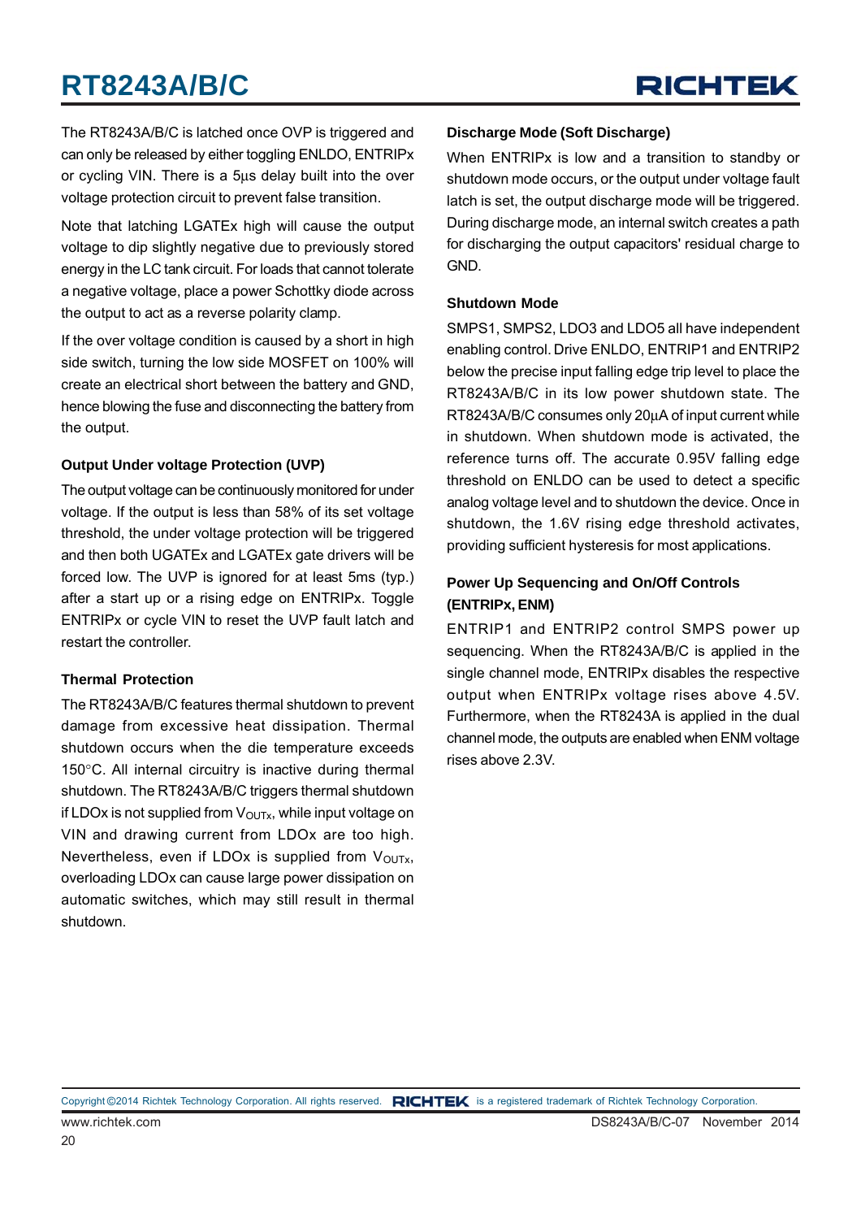The RT8243A/B/C is latched once OVP is triggered and can only be released by either toggling ENLDO, ENTRIPx or cycling VIN. There is a 5μs delay built into the over voltage protection circuit to prevent false transition.

Note that latching LGATEx high will cause the output voltage to dip slightly negative due to previously stored energy in the LC tank circuit. For loads that cannot tolerate a negative voltage, place a power Schottky diode across the output to act as a reverse polarity clamp.

If the over voltage condition is caused by a short in high side switch, turning the low side MOSFET on 100% will create an electrical short between the battery and GND, hence blowing the fuse and disconnecting the battery from the output.

### Output Under voltage Protection (UVP)

The output voltage can be continuously monitored for under voltage. If the output is less than 58% of its set voltage threshold, the under voltage protection will be triggered and then both UGATEx and LGATEx gate drivers will be forced low. The UVP is ignored for at least 5ms (typ.) after a start up or a rising edge on ENTRIPx. Toggle ENTRIPx or cycle VIN to reset the UVP fault latch and restart the controller.

### Thermal Protection

The RT8243A/B/C features thermal shutdown to prevent damage from excessive heat dissipation. Thermal shutdown occurs when the die temperature exceeds 150°C. All internal circuitry is inactive during thermal shutdown. The RT8243A/B/C triggers thermal shutdown if LDOx is not supplied from $V_{OUTx}$, while input voltage on VIN and drawing current from LDOx are too high. Nevertheless, even if LDOx is supplied from $V_{OUTx}$, overloading LDOx can cause large power dissipation on automatic switches, which may still result in thermal shutdown.

### Discharge Mode (Soft Discharge)

When ENTRIPx is low and a transition to standby or shutdown mode occurs, or the output under voltage fault latch is set, the output discharge mode will be triggered. During discharge mode, an internal switch creates a path for discharging the output capacitors' residual charge to GND.

### Shutdown Mode

SMPS1, SMPS2, LDO3 and LDO5 all have independent enabling control. Drive ENLDO, ENTRIP1 and ENTRIP2 below the precise input falling edge trip level to place the RT8243A/B/C in its low power shutdown state. The RT8243A/B/C consumes only 20μA of input current while in shutdown. When shutdown mode is activated, the reference turns off. The accurate 0.95V falling edge threshold on ENLDO can be used to detect a specific analog voltage level and to shutdown the device. Once in shutdown, the 1.6V rising edge threshold activates, providing sufficient hysteresis for most applications.

### Power Up Sequencing and On/Off Controls (ENTRIPx, ENM)

ENTRIP1 and ENTRIP2 control SMPS power up sequencing. When the RT8243A/B/C is applied in the single channel mode, ENTRIPx disables the respective output when ENTRIPx voltage rises above 4.5V. Furthermore, when the RT8243A is applied in the dual channel mode, the outputs are enabled when ENM voltage rises above 2.3V.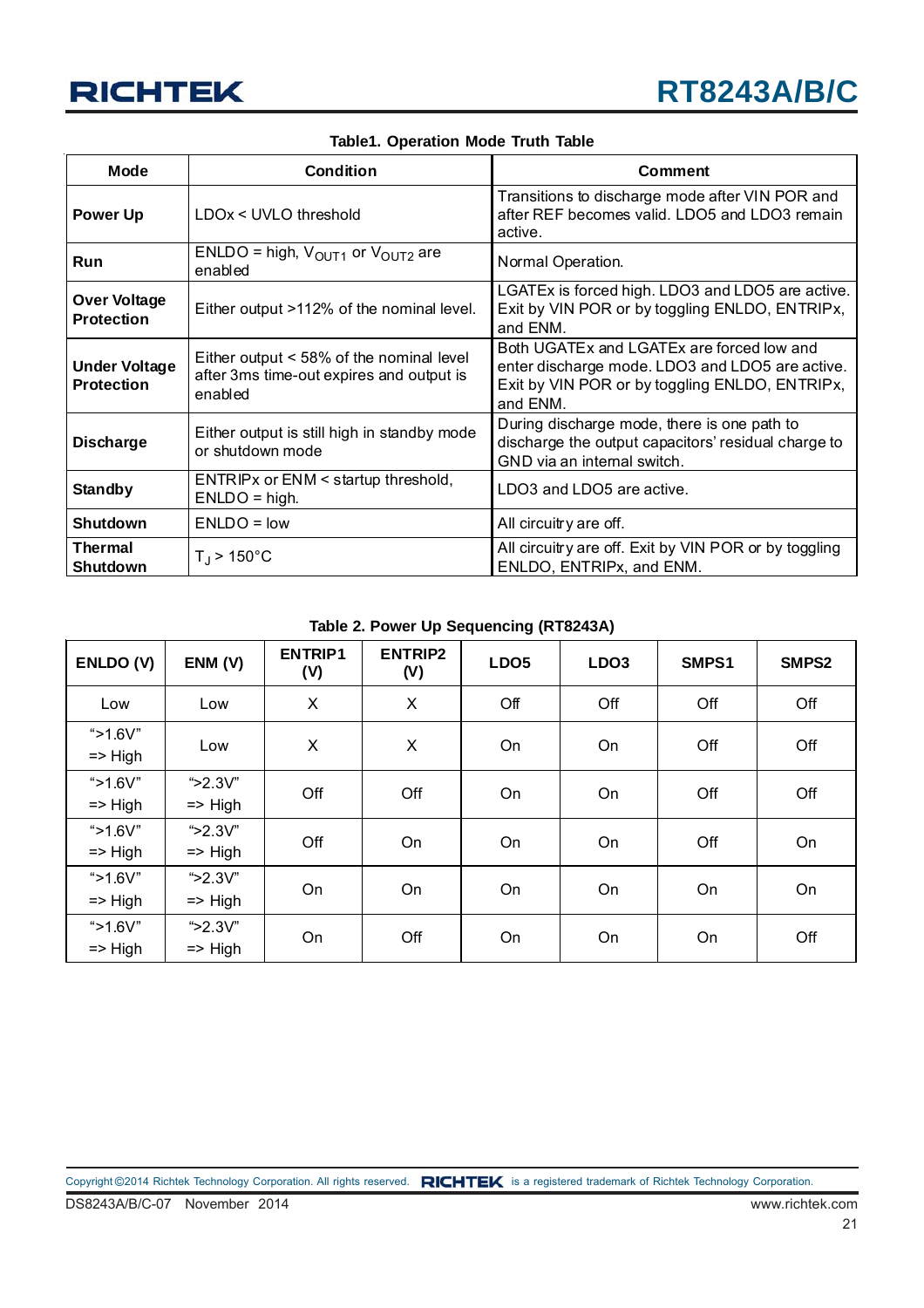Table1. Operation Mode Truth Table

| Mode | Condition | Comment |
|---|---|---|
| **Power Up** | LDOx < UVLO threshold | Transitions to discharge mode after VIN POR and after REF becomes valid. LDO5 and LDO3 remain active. |
| **Run** | ENLDO = high, $V_{OUT1}$ or $V_{OUT2}$ are enabled | Normal Operation. |
| **Over Voltage Protection** | Either output >112% of the nominal level. | LGATEx is forced high. LDO3 and LDO5 are active. Exit by VIN POR or by toggling ENLDO, ENTRIPx, and ENM. |
| **Under Voltage Protection** | Either output < 58% of the nominal level after 3ms time-out expires and output is enabled | Both UGATEx and LGATEx are forced low and enter discharge mode. LDO3 and LDO5 are active. Exit by VIN POR or by toggling ENLDO, ENTRIPx, and ENM. |
| **Discharge** | Either output is still high in standby mode or shutdown mode | During discharge mode, there is one path to discharge the output capacitors' residual charge to GND via an internal switch. |
| **Standby** | ENTRIPx or ENM < startup threshold, ENLDO = high. | LDO3 and LDO5 are active. |
| **Shutdown** | ENLDO = low | All circuitry are off. |
| **Thermal Shutdown** | $T_J$ > 150°C | All circuitry are off. Exit by VIN POR or by toggling ENLDO, ENTRIPx, and ENM. |

Table 2. Power Up Sequencing (RT8243A)

| ENLDO (V) | ENM (V) | ENTRIP1 (V) | ENTRIP2 (V) | LDO5 | LDO3 | SMPS1 | SMPS2 |
|---|---|---|---|---|---|---|---|
| Low | Low | X | X | Off | Off | Off | Off |
| ">1.6V" => High | Low | X | X | On | On | Off | Off |
| ">1.6V" => High | ">2.3V" => High | Off | Off | On | On | Off | Off |
| ">1.6V" => High | ">2.3V" => High | Off | On | On | On | Off | On |
| ">1.6V" => High | ">2.3V" => High | On | On | On | On | On | On |
| ">1.6V" => High | ">2.3V" => High | On | Off | On | On | On | Off |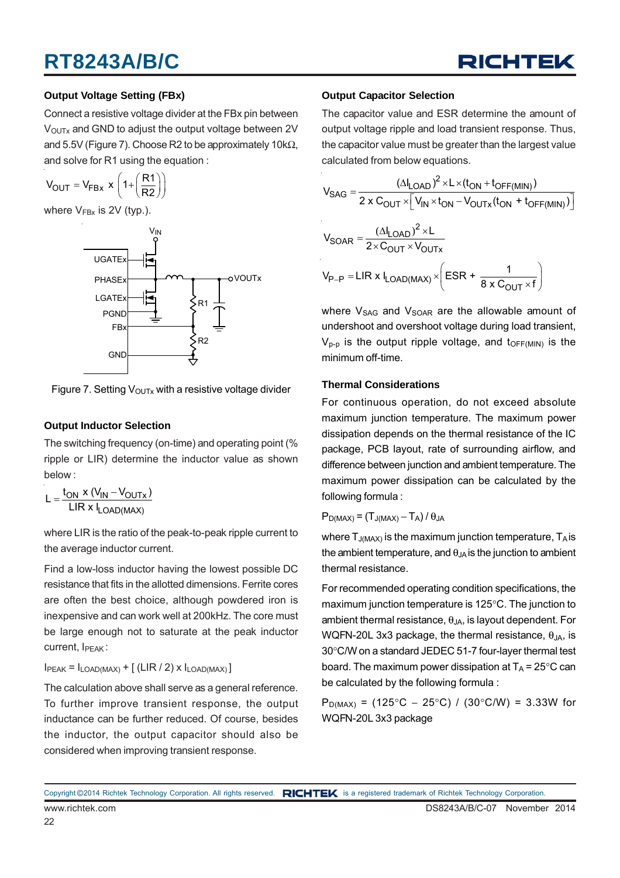### Output Voltage Setting (FBx)

Connect a resistive voltage divider at the FBx pin between $V_{OUTx}$ and GND to adjust the output voltage between 2V and 5.5V (Figure 7). Choose R2 to be approximately 10kΩ, and solve for R1 using the equation :

$$V_{OUT} = V_{FBx} \times \left(1 + \left(\frac{R1}{R2}\right)\right)$$

where $V_{FBx}$ is 2V (typ.).

Figure 7. Setting $V_{OUTx}$ with a resistive voltage divider

### Output Inductor Selection

The switching frequency (on-time) and operating point (% ripple or LIR) determine the inductor value as shown below :

$$L = \frac{t_{ON} \times (V_{IN} - V_{OUTx})}{LIR \times I_{LOAD(MAX)}}$$

where LIR is the ratio of the peak-to-peak ripple current to the average inductor current.

Find a low-loss inductor having the lowest possible DC resistance that fits in the allotted dimensions. Ferrite cores are often the best choice, although powdered iron is inexpensive and can work well at 200kHz. The core must be large enough not to saturate at the peak inductor current, $I_{PEAK}$ :

$$I_{PEAK} = I_{LOAD(MAX)} + [ (LIR / 2) \times I_{LOAD(MAX)} ]$$

The calculation above shall serve as a general reference. To further improve transient response, the output inductance can be further reduced. Of course, besides the inductor, the output capacitor should also be considered when improving transient response.

### Output Capacitor Selection

The capacitor value and ESR determine the amount of output voltage ripple and load transient response. Thus, the capacitor value must be greater than the largest value calculated from below equations.

$$V_{SAG} = \frac{(\Delta I_{LOAD})^2 \times L \times (t_{ON} + t_{OFF(MIN)})}{2 \times C_{OUT} \times \left[ V_{IN} \times t_{ON} - V_{OUTx}(t_{ON} + t_{OFF(MIN)}) \right]}$$

$$V_{SOAR} = \frac{(\Delta I_{LOAD})^2 \times L}{2 \times C_{OUT} \times V_{OUTx}}$$

$$V_{P-P} = LIR \times I_{LOAD(MAX)} \times \left( ESR + \frac{1}{8 \times C_{OUT} \times f} \right)$$

where $V_{SAG}$ and $V_{SOAR}$ are the allowable amount of undershoot and overshoot voltage during load transient, $V_{p-p}$ is the output ripple voltage, and $t_{OFF(MIN)}$ is the minimum off-time.

### Thermal Considerations

For continuous operation, do not exceed absolute maximum junction temperature. The maximum power dissipation depends on the thermal resistance of the IC package, PCB layout, rate of surrounding airflow, and difference between junction and ambient temperature. The maximum power dissipation can be calculated by the following formula :

$$P_{D(MAX)} = (T_{J(MAX)} - T_A) / \theta_{JA}$$

where $T_{J(MAX)}$ is the maximum junction temperature, $T_A$ is the ambient temperature, and $\theta_{JA}$ is the junction to ambient thermal resistance.

For recommended operating condition specifications, the maximum junction temperature is 125°C. The junction to ambient thermal resistance, $\theta_{JA}$, is layout dependent. For WQFN-20L 3x3 package, the thermal resistance, $\theta_{JA}$, is 30°C/W on a standard JEDEC 51-7 four-layer thermal test board. The maximum power dissipation at $T_A$ = 25°C can be calculated by the following formula :

$P_{D(MAX)}$ = (125°C − 25°C) / (30°C/W) = 3.33W for WQFN-20L 3x3 package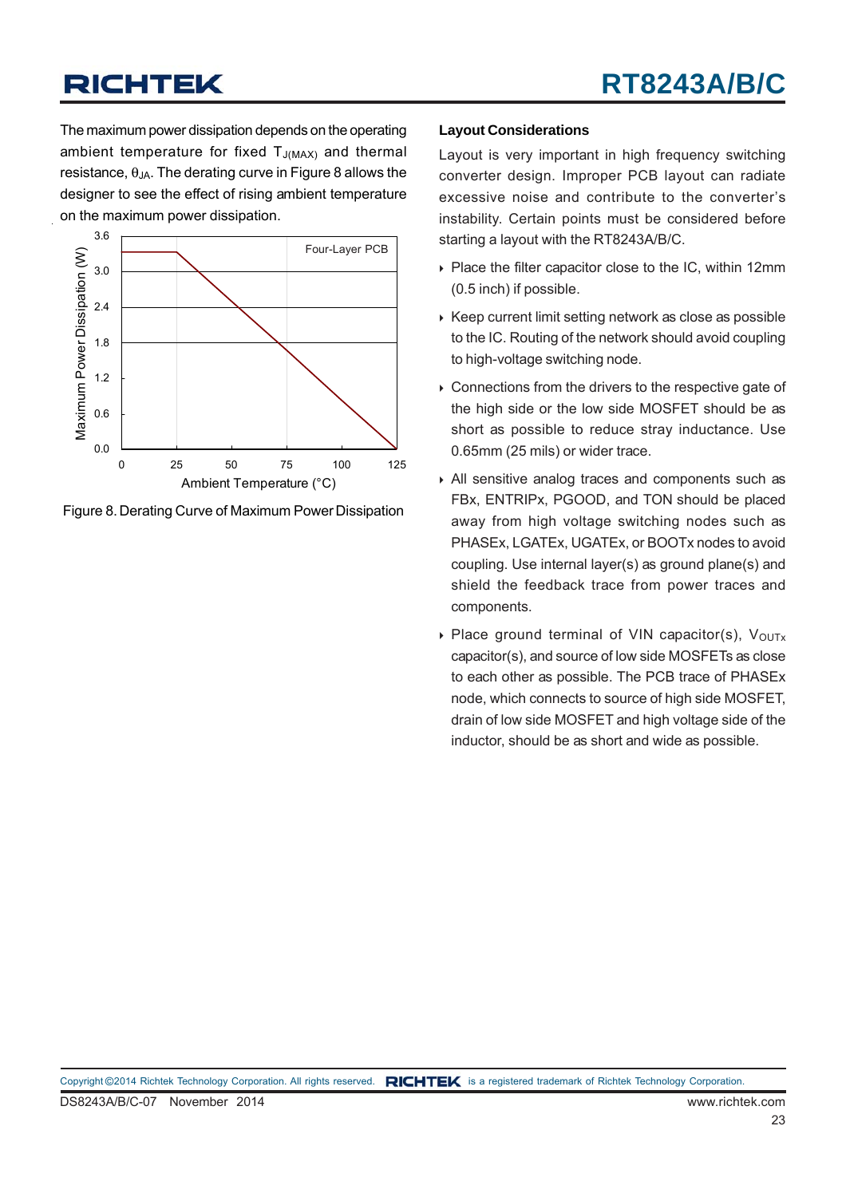The maximum power dissipation depends on the operating ambient temperature for fixed $T_{J(MAX)}$ and thermal resistance, $\theta_{JA}$. The derating curve in Figure 8 allows the designer to see the effect of rising ambient temperature on the maximum power dissipation.

Figure 8. Derating Curve of Maximum Power Dissipation

### Layout Considerations

Layout is very important in high frequency switching converter design. Improper PCB layout can radiate excessive noise and contribute to the converter's instability. Certain points must be considered before starting a layout with the RT8243A/B/C.

- Place the filter capacitor close to the IC, within 12mm (0.5 inch) if possible.
- Keep current limit setting network as close as possible to the IC. Routing of the network should avoid coupling to high-voltage switching node.
- Connections from the drivers to the respective gate of the high side or the low side MOSFET should be as short as possible to reduce stray inductance. Use 0.65mm (25 mils) or wider trace.
- All sensitive analog traces and components such as FBx, ENTRIPx, PGOOD, and TON should be placed away from high voltage switching nodes such as PHASEx, LGATEx, UGATEx, or BOOTx nodes to avoid coupling. Use internal layer(s) as ground plane(s) and shield the feedback trace from power traces and components.
- Place ground terminal of VIN capacitor(s), $V_{OUTx}$ capacitor(s), and source of low side MOSFETs as close to each other as possible. The PCB trace of PHASEx node, which connects to source of high side MOSFET, drain of low side MOSFET and high voltage side of the inductor, should be as short and wide as possible.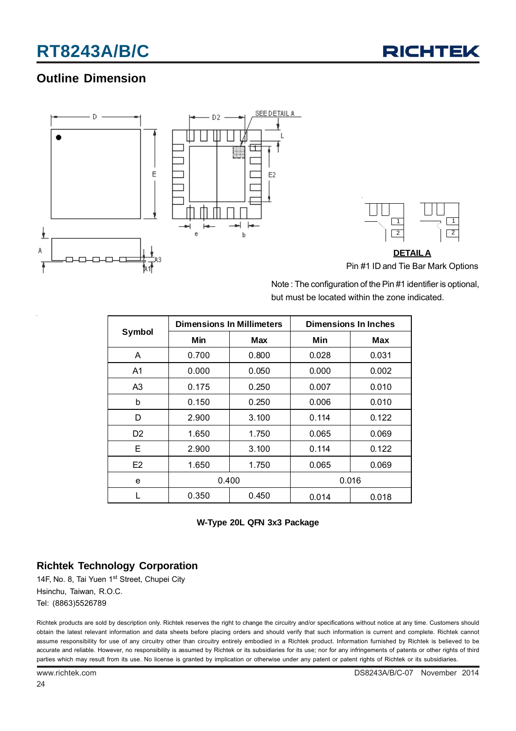## Outline Dimension

D D2 SEE DETAIL A
E E2 L
e b
A A1 A3

**DETAIL A**

Pin #1 ID and Tie Bar Mark Options

Note : The configuration of the Pin #1 identifier is optional, but must be located within the zone indicated.

| Symbol | Dimensions In Millimeters | | Dimensions In Inches | |
|---|---|---|---|---|
| | Min | Max | Min | Max |
| A | 0.700 | 0.800 | 0.028 | 0.031 |
| A1 | 0.000 | 0.050 | 0.000 | 0.002 |
| A3 | 0.175 | 0.250 | 0.007 | 0.010 |
| b | 0.150 | 0.250 | 0.006 | 0.010 |
| D | 2.900 | 3.100 | 0.114 | 0.122 |
| D2 | 1.650 | 1.750 | 0.065 | 0.069 |
| E | 2.900 | 3.100 | 0.114 | 0.122 |
| E2 | 1.650 | 1.750 | 0.065 | 0.069 |
| e | 0.400 | | 0.016 | |
| L | 0.350 | 0.450 | 0.014 | 0.018 |

**W-Type 20L QFN 3x3 Package**

### Richtek Technology Corporation

14F, No. 8, Tai Yuen 1st Street, Chupei City
Hsinchu, Taiwan, R.O.C.
Tel: (8863)5526789

Richtek products are sold by description only. Richtek reserves the right to change the circuitry and/or specifications without notice at any time. Customers should obtain the latest relevant information and data sheets before placing orders and should verify that such information is current and complete. Richtek cannot assume responsibility for use of any circuitry other than circuitry entirely embodied in a Richtek product. Information furnished by Richtek is believed to be accurate and reliable. However, no responsibility is assumed by Richtek or its subsidiaries for its use; nor for any infringements of patents or other rights of third parties which may result from its use. No license is granted by implication or otherwise under any patent or patent rights of Richtek or its subsidiaries.